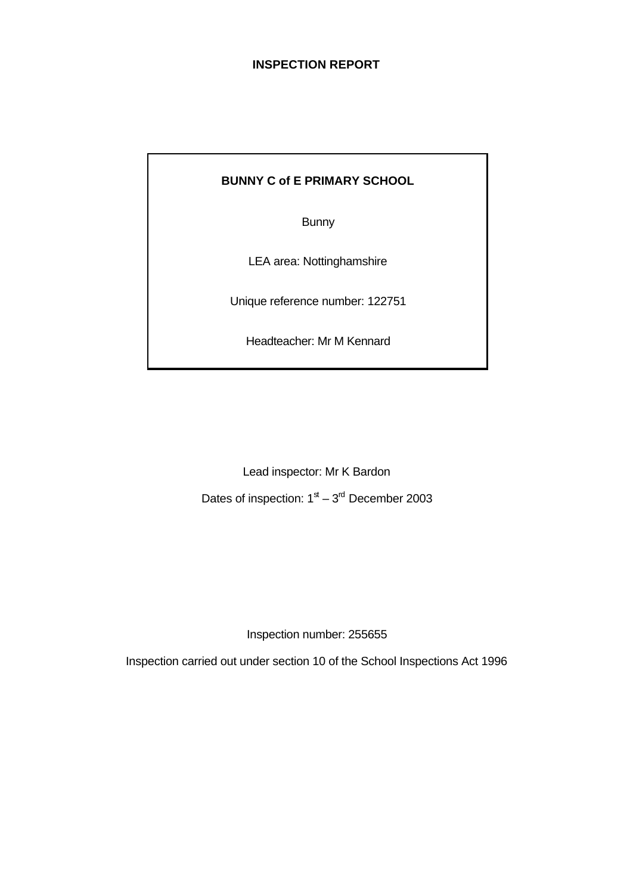# INSPECTION REPORT

**BUNNY C of E PRIMARY SCHOOL**

Bunny

LEA area: Nottinghamshire

Unique reference number: 122751

Headteacher: Mr M Kennard

Lead inspector: Mr K Bardon

Dates of inspection: 1st – 3rd December 2003

Inspection number: 255655

Inspection carried out under section 10 of the School Inspections Act 1996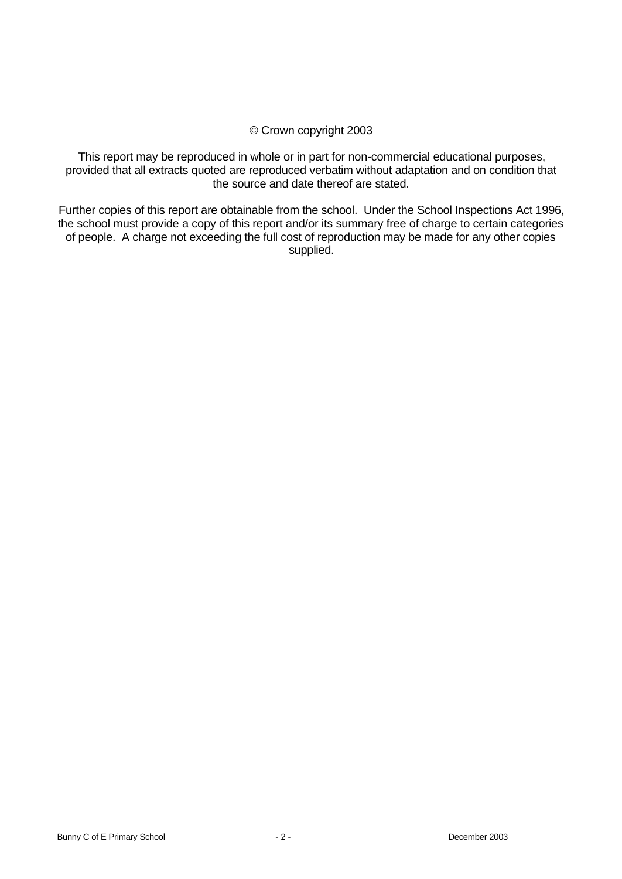© Crown copyright 2003

This report may be reproduced in whole or in part for non-commercial educational purposes, provided that all extracts quoted are reproduced verbatim without adaptation and on condition that the source and date thereof are stated.

Further copies of this report are obtainable from the school. Under the School Inspections Act 1996, the school must provide a copy of this report and/or its summary free of charge to certain categories of people. A charge not exceeding the full cost of reproduction may be made for any other copies supplied.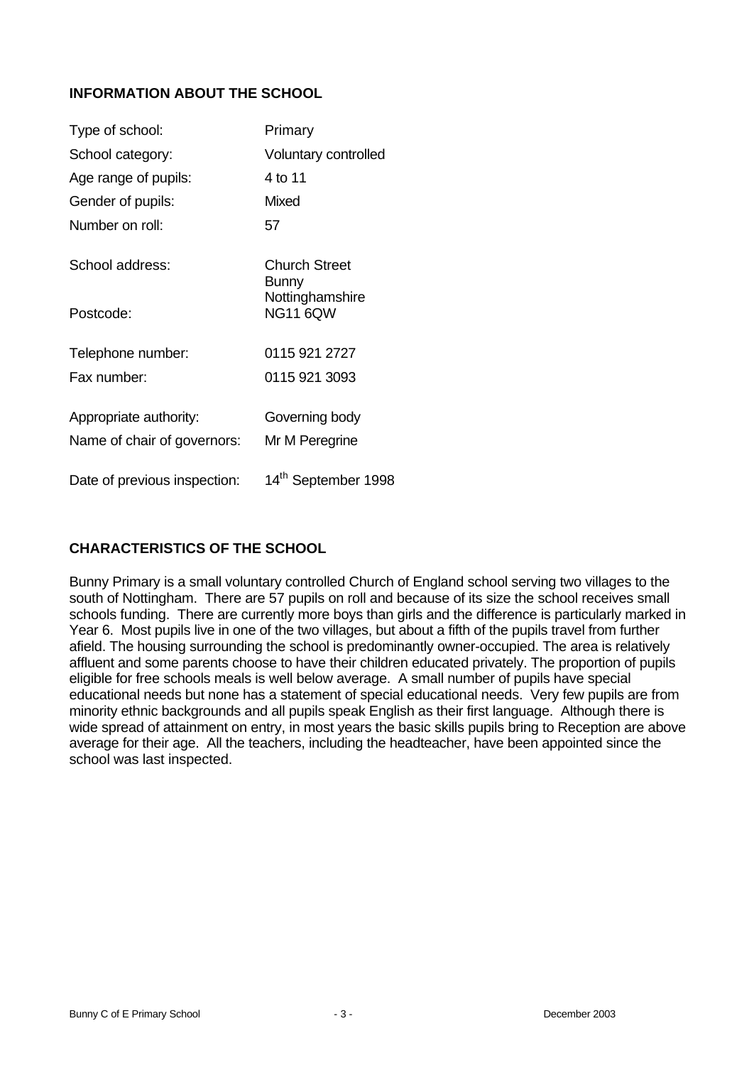## INFORMATION ABOUT THE SCHOOL

| | |
|---|---|
| Type of school: | Primary |
| School category: | Voluntary controlled |
| Age range of pupils: | 4 to 11 |
| Gender of pupils: | Mixed |
| Number on roll: | 57 |
| School address: | Church Street<br>Bunny<br>Nottinghamshire |
| Postcode: | NG11 6QW |
| Telephone number: | 0115 921 2727 |
| Fax number: | 0115 921 3093 |
| Appropriate authority: | Governing body |
| Name of chair of governors: | Mr M Peregrine |
| Date of previous inspection: | 14th September 1998 |

## CHARACTERISTICS OF THE SCHOOL

Bunny Primary is a small voluntary controlled Church of England school serving two villages to the south of Nottingham. There are 57 pupils on roll and because of its size the school receives small schools funding. There are currently more boys than girls and the difference is particularly marked in Year 6. Most pupils live in one of the two villages, but about a fifth of the pupils travel from further afield. The housing surrounding the school is predominantly owner-occupied. The area is relatively affluent and some parents choose to have their children educated privately. The proportion of pupils eligible for free schools meals is well below average. A small number of pupils have special educational needs but none has a statement of special educational needs. Very few pupils are from minority ethnic backgrounds and all pupils speak English as their first language. Although there is wide spread of attainment on entry, in most years the basic skills pupils bring to Reception are above average for their age. All the teachers, including the headteacher, have been appointed since the school was last inspected.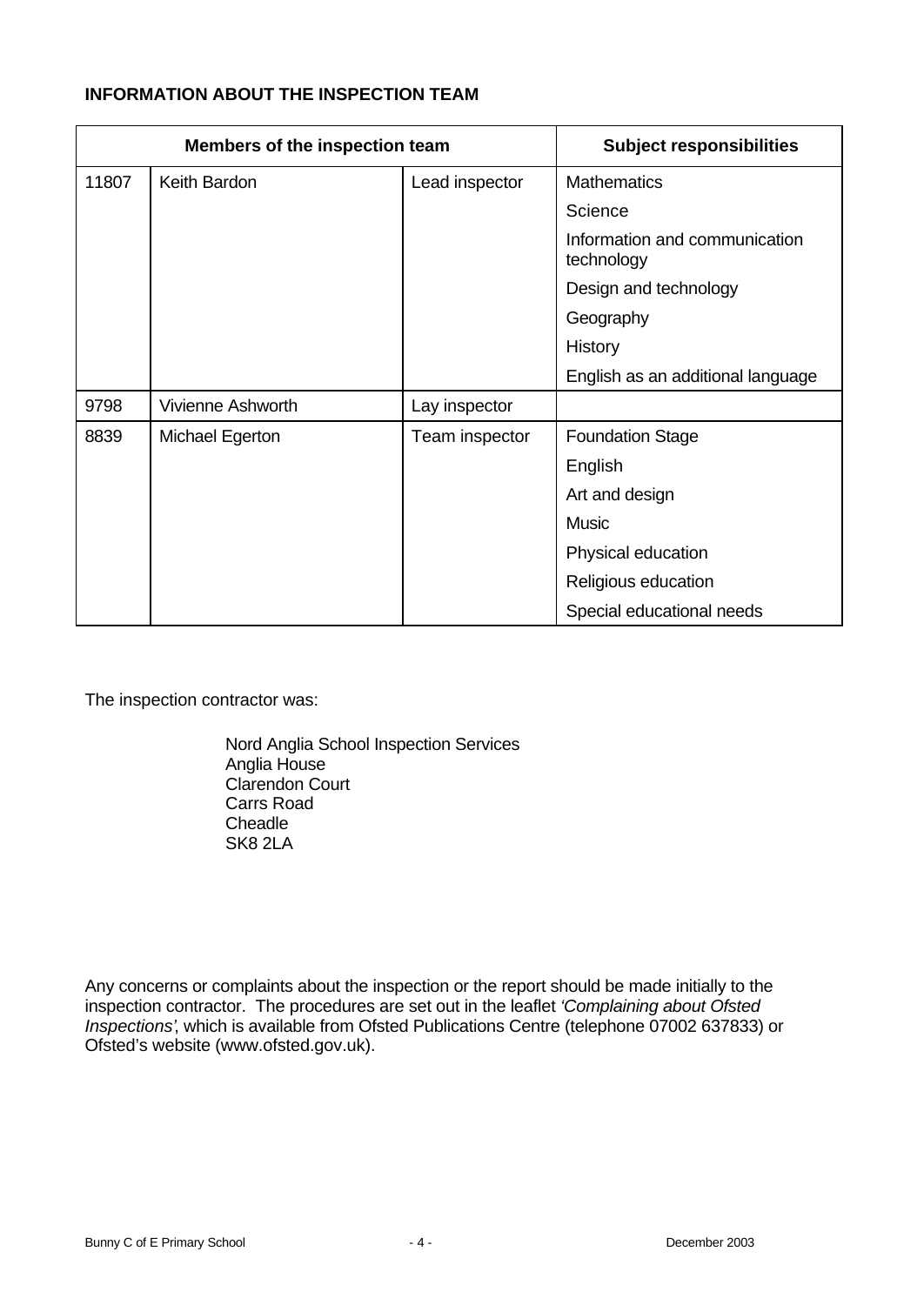**INFORMATION ABOUT THE INSPECTION TEAM**

| Members of the inspection team | | | Subject responsibilities |
|---|---|---|---|
| 11807 | Keith Bardon | Lead inspector | Mathematics |
| | | | Science |
| | | | Information and communication technology |
| | | | Design and technology |
| | | | Geography |
| | | | History |
| | | | English as an additional language |
| 9798 | Vivienne Ashworth | Lay inspector | |
| 8839 | Michael Egerton | Team inspector | Foundation Stage |
| | | | English |
| | | | Art and design |
| | | | Music |
| | | | Physical education |
| | | | Religious education |
| | | | Special educational needs |

The inspection contractor was:

Nord Anglia School Inspection Services
Anglia House
Clarendon Court
Carrs Road
Cheadle
SK8 2LA

Any concerns or complaints about the inspection or the report should be made initially to the inspection contractor. The procedures are set out in the leaflet *'Complaining about Ofsted Inspections'*, which is available from Ofsted Publications Centre (telephone 07002 637833) or Ofsted's website (www.ofsted.gov.uk).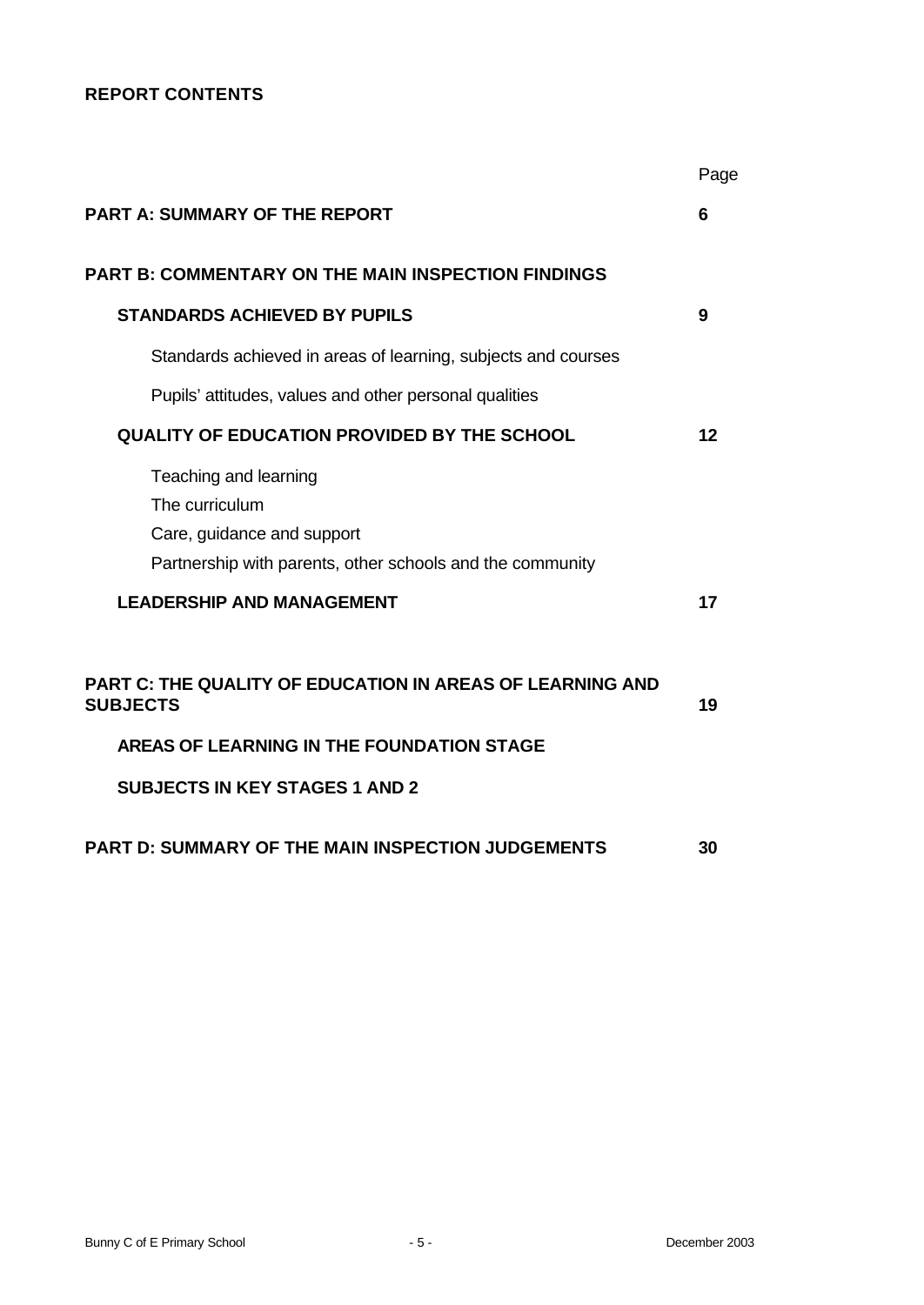**REPORT CONTENTS**

| | Page |
|---|---|
| **PART A: SUMMARY OF THE REPORT** | **6** |
| **PART B: COMMENTARY ON THE MAIN INSPECTION FINDINGS** | |
| **STANDARDS ACHIEVED BY PUPILS** | **9** |
| Standards achieved in areas of learning, subjects and courses | |
| Pupils' attitudes, values and other personal qualities | |
| **QUALITY OF EDUCATION PROVIDED BY THE SCHOOL** | **12** |
| Teaching and learning | |
| The curriculum | |
| Care, guidance and support | |
| Partnership with parents, other schools and the community | |
| **LEADERSHIP AND MANAGEMENT** | **17** |
| **PART C: THE QUALITY OF EDUCATION IN AREAS OF LEARNING AND SUBJECTS** | **19** |
| **AREAS OF LEARNING IN THE FOUNDATION STAGE** | |
| **SUBJECTS IN KEY STAGES 1 AND 2** | |
| **PART D: SUMMARY OF THE MAIN INSPECTION JUDGEMENTS** | **30** |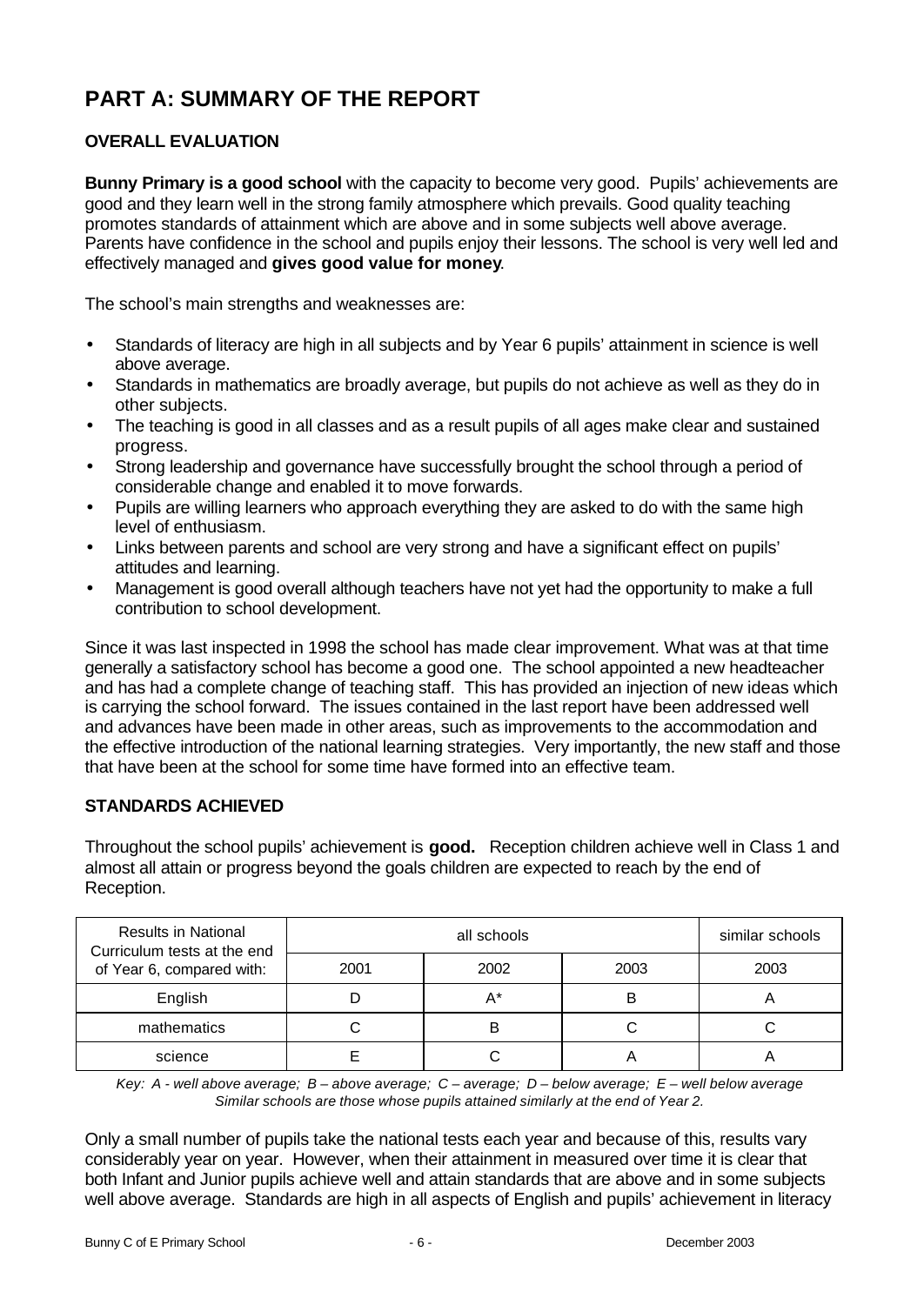# PART A: SUMMARY OF THE REPORT

## OVERALL EVALUATION

**Bunny Primary is a good school** with the capacity to become very good. Pupils' achievements are good and they learn well in the strong family atmosphere which prevails. Good quality teaching promotes standards of attainment which are above and in some subjects well above average. Parents have confidence in the school and pupils enjoy their lessons. The school is very well led and effectively managed and **gives good value for money**.

The school's main strengths and weaknesses are:

- Standards of literacy are high in all subjects and by Year 6 pupils' attainment in science is well above average.
- Standards in mathematics are broadly average, but pupils do not achieve as well as they do in other subjects.
- The teaching is good in all classes and as a result pupils of all ages make clear and sustained progress.
- Strong leadership and governance have successfully brought the school through a period of considerable change and enabled it to move forwards.
- Pupils are willing learners who approach everything they are asked to do with the same high level of enthusiasm.
- Links between parents and school are very strong and have a significant effect on pupils' attitudes and learning.
- Management is good overall although teachers have not yet had the opportunity to make a full contribution to school development.

Since it was last inspected in 1998 the school has made clear improvement. What was at that time generally a satisfactory school has become a good one. The school appointed a new headteacher and has had a complete change of teaching staff. This has provided an injection of new ideas which is carrying the school forward. The issues contained in the last report have been addressed well and advances have been made in other areas, such as improvements to the accommodation and the effective introduction of the national learning strategies. Very importantly, the new staff and those that have been at the school for some time have formed into an effective team.

## STANDARDS ACHIEVED

Throughout the school pupils' achievement is **good.** Reception children achieve well in Class 1 and almost all attain or progress beyond the goals children are expected to reach by the end of Reception.

| Results in National Curriculum tests at the end of Year 6, compared with: | all schools | | | similar schools |
|---|---|---|---|---|
| | 2001 | 2002 | 2003 | 2003 |
| English | D | A* | B | A |
| mathematics | C | B | C | C |
| science | E | C | A | A |

*Key: A - well above average; B – above average; C – average; D – below average; E – well below average*
*Similar schools are those whose pupils attained similarly at the end of Year 2.*

Only a small number of pupils take the national tests each year and because of this, results vary considerably year on year. However, when their attainment in measured over time it is clear that both Infant and Junior pupils achieve well and attain standards that are above and in some subjects well above average. Standards are high in all aspects of English and pupils' achievement in literacy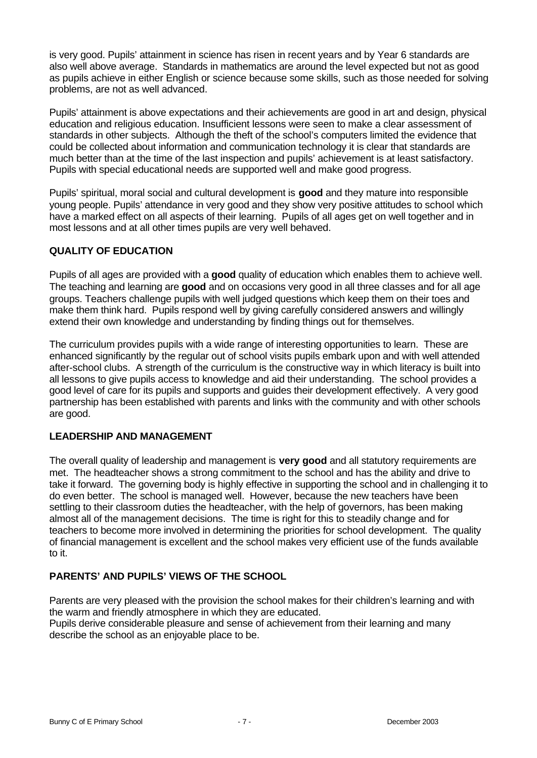is very good. Pupils' attainment in science has risen in recent years and by Year 6 standards are also well above average. Standards in mathematics are around the level expected but not as good as pupils achieve in either English or science because some skills, such as those needed for solving problems, are not as well advanced.

Pupils' attainment is above expectations and their achievements are good in art and design, physical education and religious education. Insufficient lessons were seen to make a clear assessment of standards in other subjects. Although the theft of the school's computers limited the evidence that could be collected about information and communication technology it is clear that standards are much better than at the time of the last inspection and pupils' achievement is at least satisfactory. Pupils with special educational needs are supported well and make good progress.

Pupils' spiritual, moral social and cultural development is **good** and they mature into responsible young people. Pupils' attendance in very good and they show very positive attitudes to school which have a marked effect on all aspects of their learning. Pupils of all ages get on well together and in most lessons and at all other times pupils are very well behaved.

## QUALITY OF EDUCATION

Pupils of all ages are provided with a **good** quality of education which enables them to achieve well. The teaching and learning are **good** and on occasions very good in all three classes and for all age groups. Teachers challenge pupils with well judged questions which keep them on their toes and make them think hard. Pupils respond well by giving carefully considered answers and willingly extend their own knowledge and understanding by finding things out for themselves.

The curriculum provides pupils with a wide range of interesting opportunities to learn. These are enhanced significantly by the regular out of school visits pupils embark upon and with well attended after-school clubs. A strength of the curriculum is the constructive way in which literacy is built into all lessons to give pupils access to knowledge and aid their understanding. The school provides a good level of care for its pupils and supports and guides their development effectively. A very good partnership has been established with parents and links with the community and with other schools are good.

## LEADERSHIP AND MANAGEMENT

The overall quality of leadership and management is **very good** and all statutory requirements are met. The headteacher shows a strong commitment to the school and has the ability and drive to take it forward. The governing body is highly effective in supporting the school and in challenging it to do even better. The school is managed well. However, because the new teachers have been settling to their classroom duties the headteacher, with the help of governors, has been making almost all of the management decisions. The time is right for this to steadily change and for teachers to become more involved in determining the priorities for school development. The quality of financial management is excellent and the school makes very efficient use of the funds available to it.

## PARENTS' AND PUPILS' VIEWS OF THE SCHOOL

Parents are very pleased with the provision the school makes for their children's learning and with the warm and friendly atmosphere in which they are educated.
Pupils derive considerable pleasure and sense of achievement from their learning and many describe the school as an enjoyable place to be.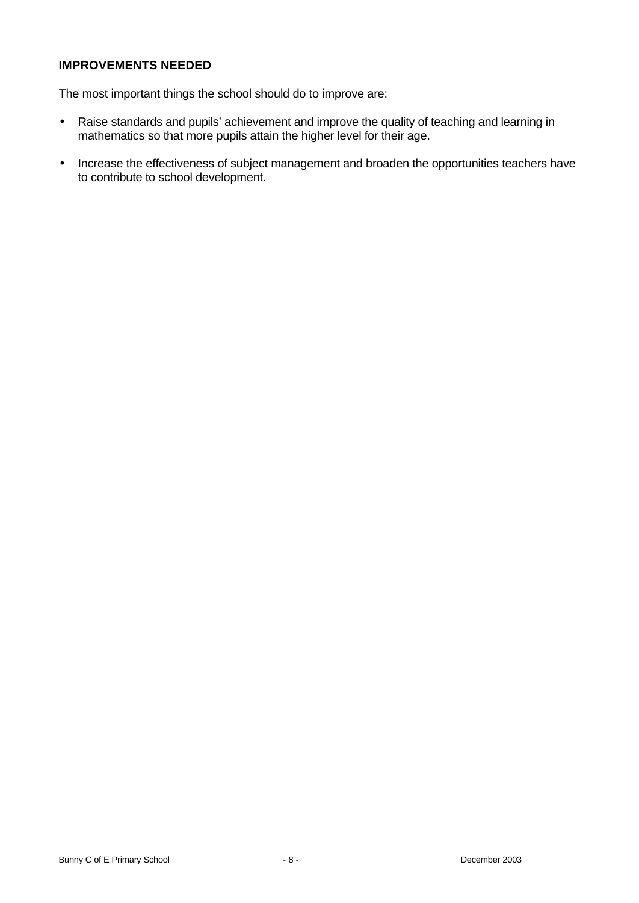**IMPROVEMENTS NEEDED**

The most important things the school should do to improve are:

- Raise standards and pupils' achievement and improve the quality of teaching and learning in mathematics so that more pupils attain the higher level for their age.
- Increase the effectiveness of subject management and broaden the opportunities teachers have to contribute to school development.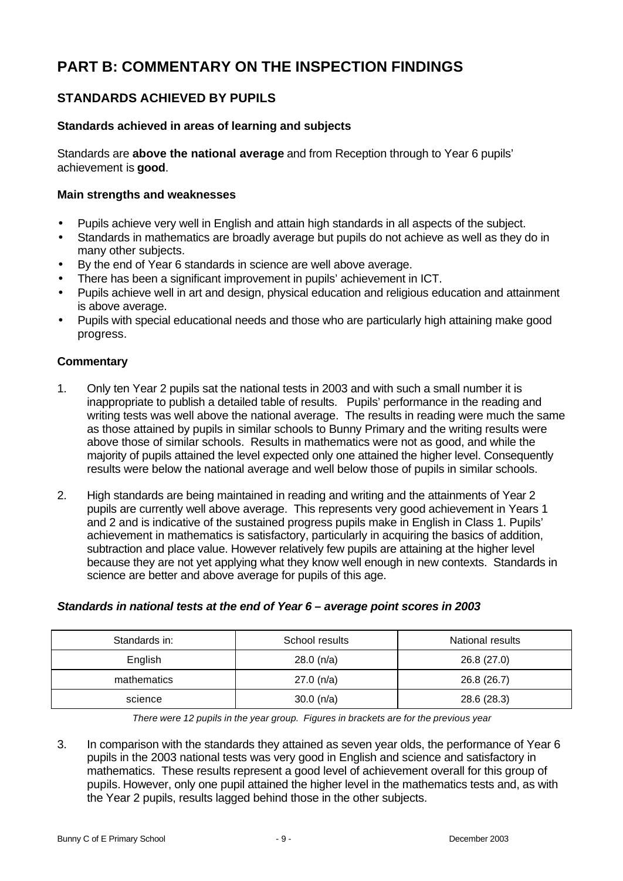# PART B: COMMENTARY ON THE INSPECTION FINDINGS

## STANDARDS ACHIEVED BY PUPILS

### Standards achieved in areas of learning and subjects

Standards are **above the national average** and from Reception through to Year 6 pupils' achievement is **good**.

### Main strengths and weaknesses

- Pupils achieve very well in English and attain high standards in all aspects of the subject.
- Standards in mathematics are broadly average but pupils do not achieve as well as they do in many other subjects.
- By the end of Year 6 standards in science are well above average.
- There has been a significant improvement in pupils' achievement in ICT.
- Pupils achieve well in art and design, physical education and religious education and attainment is above average.
- Pupils with special educational needs and those who are particularly high attaining make good progress.

### Commentary

1. Only ten Year 2 pupils sat the national tests in 2003 and with such a small number it is inappropriate to publish a detailed table of results. Pupils' performance in the reading and writing tests was well above the national average. The results in reading were much the same as those attained by pupils in similar schools to Bunny Primary and the writing results were above those of similar schools. Results in mathematics were not as good, and while the majority of pupils attained the level expected only one attained the higher level. Consequently results were below the national average and well below those of pupils in similar schools.

2. High standards are being maintained in reading and writing and the attainments of Year 2 pupils are currently well above average. This represents very good achievement in Years 1 and 2 and is indicative of the sustained progress pupils make in English in Class 1. Pupils' achievement in mathematics is satisfactory, particularly in acquiring the basics of addition, subtraction and place value. However relatively few pupils are attaining at the higher level because they are not yet applying what they know well enough in new contexts. Standards in science are better and above average for pupils of this age.

***Standards in national tests at the end of Year 6 – average point scores in 2003***

| Standards in: | School results | National results |
|---|---|---|
| English | 28.0 (n/a) | 26.8 (27.0) |
| mathematics | 27.0 (n/a) | 26.8 (26.7) |
| science | 30.0 (n/a) | 28.6 (28.3) |

*There were 12 pupils in the year group. Figures in brackets are for the previous year*

3. In comparison with the standards they attained as seven year olds, the performance of Year 6 pupils in the 2003 national tests was very good in English and science and satisfactory in mathematics. These results represent a good level of achievement overall for this group of pupils. However, only one pupil attained the higher level in the mathematics tests and, as with the Year 2 pupils, results lagged behind those in the other subjects.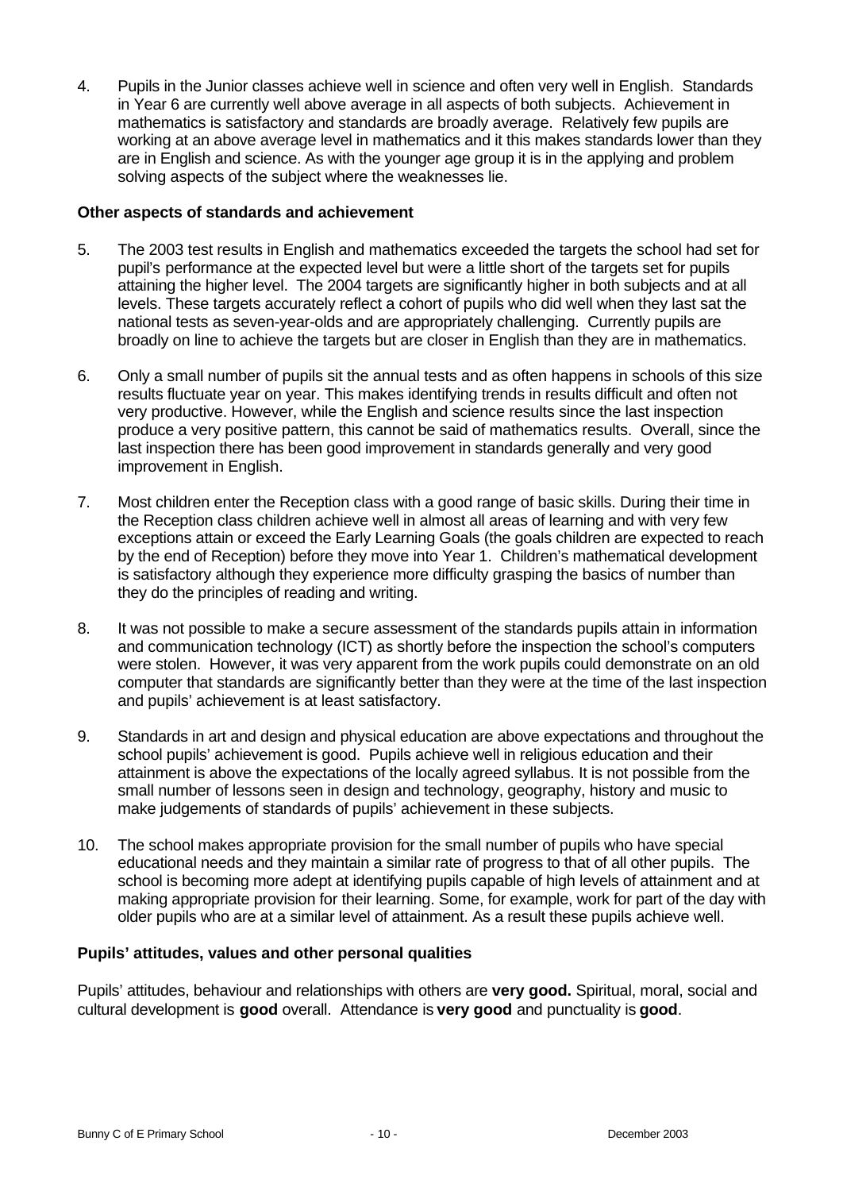4. Pupils in the Junior classes achieve well in science and often very well in English. Standards in Year 6 are currently well above average in all aspects of both subjects. Achievement in mathematics is satisfactory and standards are broadly average. Relatively few pupils are working at an above average level in mathematics and it this makes standards lower than they are in English and science. As with the younger age group it is in the applying and problem solving aspects of the subject where the weaknesses lie.

**Other aspects of standards and achievement**

5. The 2003 test results in English and mathematics exceeded the targets the school had set for pupil's performance at the expected level but were a little short of the targets set for pupils attaining the higher level. The 2004 targets are significantly higher in both subjects and at all levels. These targets accurately reflect a cohort of pupils who did well when they last sat the national tests as seven-year-olds and are appropriately challenging. Currently pupils are broadly on line to achieve the targets but are closer in English than they are in mathematics.

6. Only a small number of pupils sit the annual tests and as often happens in schools of this size results fluctuate year on year. This makes identifying trends in results difficult and often not very productive. However, while the English and science results since the last inspection produce a very positive pattern, this cannot be said of mathematics results. Overall, since the last inspection there has been good improvement in standards generally and very good improvement in English.

7. Most children enter the Reception class with a good range of basic skills. During their time in the Reception class children achieve well in almost all areas of learning and with very few exceptions attain or exceed the Early Learning Goals (the goals children are expected to reach by the end of Reception) before they move into Year 1. Children's mathematical development is satisfactory although they experience more difficulty grasping the basics of number than they do the principles of reading and writing.

8. It was not possible to make a secure assessment of the standards pupils attain in information and communication technology (ICT) as shortly before the inspection the school's computers were stolen. However, it was very apparent from the work pupils could demonstrate on an old computer that standards are significantly better than they were at the time of the last inspection and pupils' achievement is at least satisfactory.

9. Standards in art and design and physical education are above expectations and throughout the school pupils' achievement is good. Pupils achieve well in religious education and their attainment is above the expectations of the locally agreed syllabus. It is not possible from the small number of lessons seen in design and technology, geography, history and music to make judgements of standards of pupils' achievement in these subjects.

10. The school makes appropriate provision for the small number of pupils who have special educational needs and they maintain a similar rate of progress to that of all other pupils. The school is becoming more adept at identifying pupils capable of high levels of attainment and at making appropriate provision for their learning. Some, for example, work for part of the day with older pupils who are at a similar level of attainment. As a result these pupils achieve well.

**Pupils' attitudes, values and other personal qualities**

Pupils' attitudes, behaviour and relationships with others are **very good.** Spiritual, moral, social and cultural development is **good** overall. Attendance is **very good** and punctuality is **good**.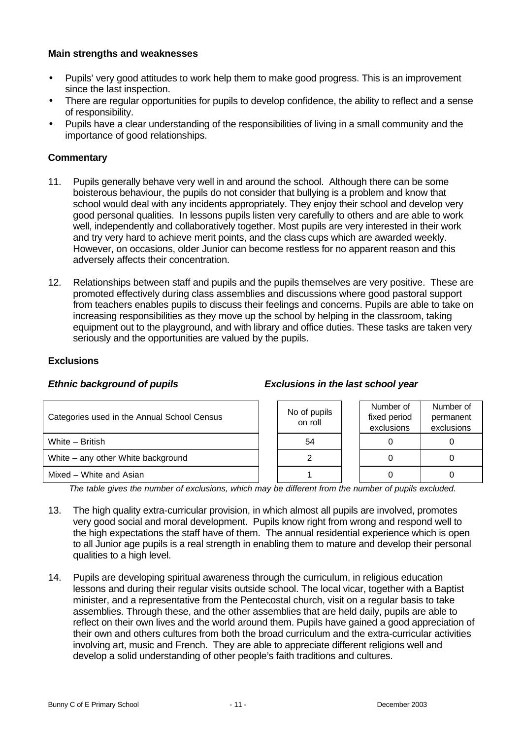**Main strengths and weaknesses**

- Pupils' very good attitudes to work help them to make good progress. This is an improvement since the last inspection.
- There are regular opportunities for pupils to develop confidence, the ability to reflect and a sense of responsibility.
- Pupils have a clear understanding of the responsibilities of living in a small community and the importance of good relationships.

**Commentary**

11. Pupils generally behave very well in and around the school. Although there can be some boisterous behaviour, the pupils do not consider that bullying is a problem and know that school would deal with any incidents appropriately. They enjoy their school and develop very good personal qualities. In lessons pupils listen very carefully to others and are able to work well, independently and collaboratively together. Most pupils are very interested in their work and try very hard to achieve merit points, and the class cups which are awarded weekly. However, on occasions, older Junior can become restless for no apparent reason and this adversely affects their concentration.

12. Relationships between staff and pupils and the pupils themselves are very positive. These are promoted effectively during class assemblies and discussions where good pastoral support from teachers enables pupils to discuss their feelings and concerns. Pupils are able to take on increasing responsibilities as they move up the school by helping in the classroom, taking equipment out to the playground, and with library and office duties. These tasks are taken very seriously and the opportunities are valued by the pupils.

**Exclusions**

***Ethnic background of pupils*** ***Exclusions in the last school year***

| Categories used in the Annual School Census | No of pupils on roll | Number of fixed period exclusions | Number of permanent exclusions |
|---|---|---|---|
| White – British | 54 | 0 | 0 |
| White – any other White background | 2 | 0 | 0 |
| Mixed – White and Asian | 1 | 0 | 0 |

*The table gives the number of exclusions, which may be different from the number of pupils excluded.*

13. The high quality extra-curricular provision, in which almost all pupils are involved, promotes very good social and moral development. Pupils know right from wrong and respond well to the high expectations the staff have of them. The annual residential experience which is open to all Junior age pupils is a real strength in enabling them to mature and develop their personal qualities to a high level.

14. Pupils are developing spiritual awareness through the curriculum, in religious education lessons and during their regular visits outside school. The local vicar, together with a Baptist minister, and a representative from the Pentecostal church, visit on a regular basis to take assemblies. Through these, and the other assemblies that are held daily, pupils are able to reflect on their own lives and the world around them. Pupils have gained a good appreciation of their own and others cultures from both the broad curriculum and the extra-curricular activities involving art, music and French. They are able to appreciate different religions well and develop a solid understanding of other people's faith traditions and cultures.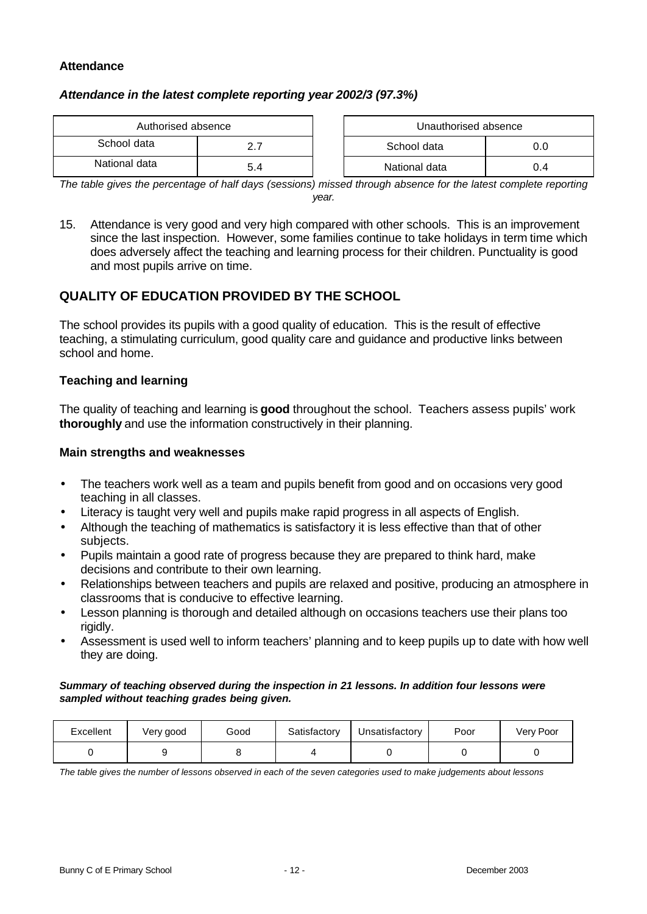**Attendance**

***Attendance in the latest complete reporting year 2002/3 (97.3%)***

| Authorised absence | |
|---|---|
| School data | 2.7 |
| National data | 5.4 |

| Unauthorised absence | |
|---|---|
| School data | 0.0 |
| National data | 0.4 |

*The table gives the percentage of half days (sessions) missed through absence for the latest complete reporting year.*

15. Attendance is very good and very high compared with other schools. This is an improvement since the last inspection. However, some families continue to take holidays in term time which does adversely affect the teaching and learning process for their children. Punctuality is good and most pupils arrive on time.

## QUALITY OF EDUCATION PROVIDED BY THE SCHOOL

The school provides its pupils with a good quality of education. This is the result of effective teaching, a stimulating curriculum, good quality care and guidance and productive links between school and home.

### Teaching and learning

The quality of teaching and learning is **good** throughout the school. Teachers assess pupils' work **thoroughly** and use the information constructively in their planning.

### Main strengths and weaknesses

- The teachers work well as a team and pupils benefit from good and on occasions very good teaching in all classes.
- Literacy is taught very well and pupils make rapid progress in all aspects of English.
- Although the teaching of mathematics is satisfactory it is less effective than that of other subjects.
- Pupils maintain a good rate of progress because they are prepared to think hard, make decisions and contribute to their own learning.
- Relationships between teachers and pupils are relaxed and positive, producing an atmosphere in classrooms that is conducive to effective learning.
- Lesson planning is thorough and detailed although on occasions teachers use their plans too rigidly.
- Assessment is used well to inform teachers' planning and to keep pupils up to date with how well they are doing.

***Summary of teaching observed during the inspection in 21 lessons. In addition four lessons were sampled without teaching grades being given.***

| Excellent | Very good | Good | Satisfactory | Unsatisfactory | Poor | Very Poor |
|---|---|---|---|---|---|---|
| 0 | 9 | 8 | 4 | 0 | 0 | 0 |

*The table gives the number of lessons observed in each of the seven categories used to make judgements about lessons*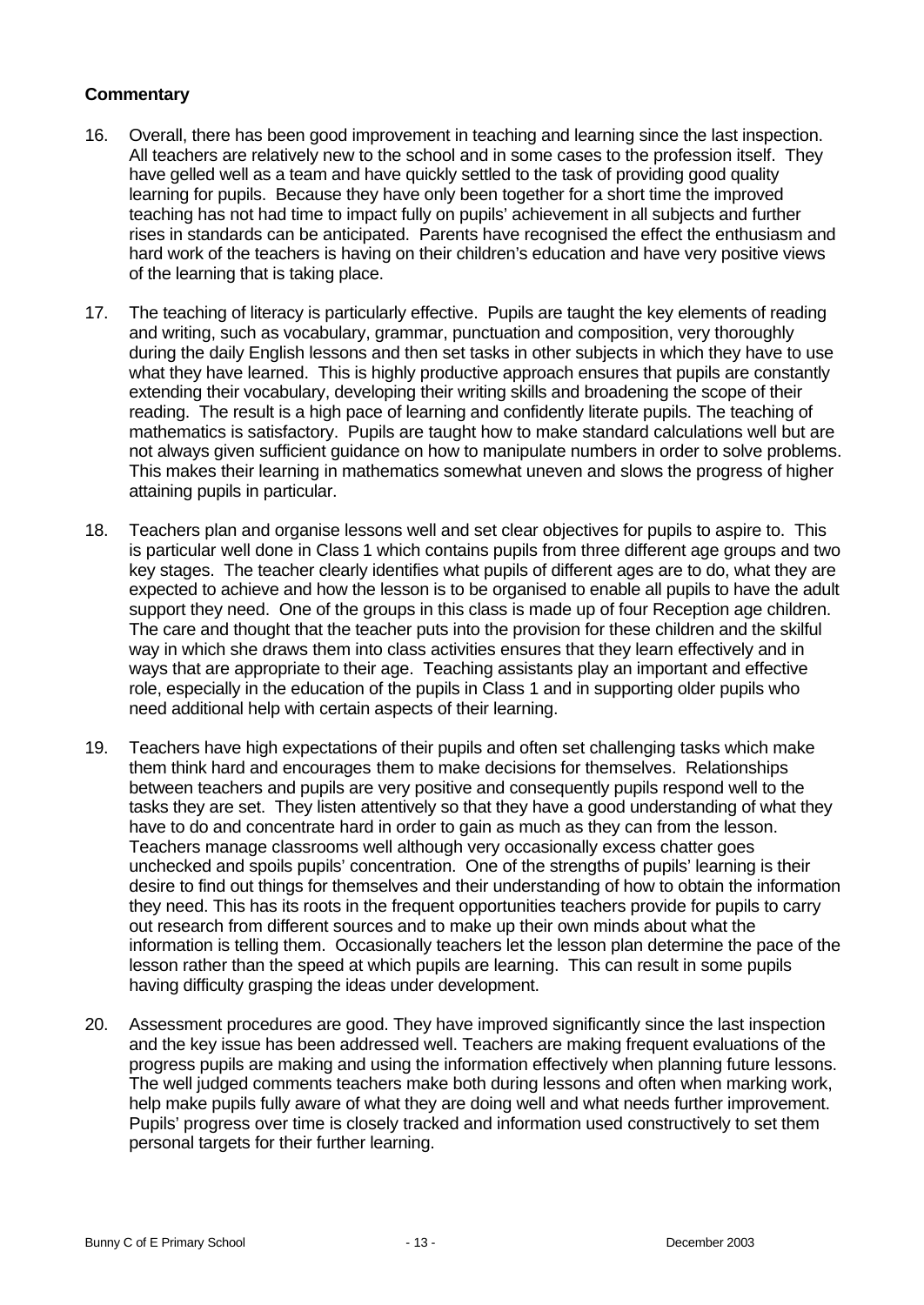**Commentary**

16. Overall, there has been good improvement in teaching and learning since the last inspection. All teachers are relatively new to the school and in some cases to the profession itself. They have gelled well as a team and have quickly settled to the task of providing good quality learning for pupils. Because they have only been together for a short time the improved teaching has not had time to impact fully on pupils' achievement in all subjects and further rises in standards can be anticipated. Parents have recognised the effect the enthusiasm and hard work of the teachers is having on their children's education and have very positive views of the learning that is taking place.

17. The teaching of literacy is particularly effective. Pupils are taught the key elements of reading and writing, such as vocabulary, grammar, punctuation and composition, very thoroughly during the daily English lessons and then set tasks in other subjects in which they have to use what they have learned. This is highly productive approach ensures that pupils are constantly extending their vocabulary, developing their writing skills and broadening the scope of their reading. The result is a high pace of learning and confidently literate pupils. The teaching of mathematics is satisfactory. Pupils are taught how to make standard calculations well but are not always given sufficient guidance on how to manipulate numbers in order to solve problems. This makes their learning in mathematics somewhat uneven and slows the progress of higher attaining pupils in particular.

18. Teachers plan and organise lessons well and set clear objectives for pupils to aspire to. This is particular well done in Class 1 which contains pupils from three different age groups and two key stages. The teacher clearly identifies what pupils of different ages are to do, what they are expected to achieve and how the lesson is to be organised to enable all pupils to have the adult support they need. One of the groups in this class is made up of four Reception age children. The care and thought that the teacher puts into the provision for these children and the skilful way in which she draws them into class activities ensures that they learn effectively and in ways that are appropriate to their age. Teaching assistants play an important and effective role, especially in the education of the pupils in Class 1 and in supporting older pupils who need additional help with certain aspects of their learning.

19. Teachers have high expectations of their pupils and often set challenging tasks which make them think hard and encourages them to make decisions for themselves. Relationships between teachers and pupils are very positive and consequently pupils respond well to the tasks they are set. They listen attentively so that they have a good understanding of what they have to do and concentrate hard in order to gain as much as they can from the lesson. Teachers manage classrooms well although very occasionally excess chatter goes unchecked and spoils pupils' concentration. One of the strengths of pupils' learning is their desire to find out things for themselves and their understanding of how to obtain the information they need. This has its roots in the frequent opportunities teachers provide for pupils to carry out research from different sources and to make up their own minds about what the information is telling them. Occasionally teachers let the lesson plan determine the pace of the lesson rather than the speed at which pupils are learning. This can result in some pupils having difficulty grasping the ideas under development.

20. Assessment procedures are good. They have improved significantly since the last inspection and the key issue has been addressed well. Teachers are making frequent evaluations of the progress pupils are making and using the information effectively when planning future lessons. The well judged comments teachers make both during lessons and often when marking work, help make pupils fully aware of what they are doing well and what needs further improvement. Pupils' progress over time is closely tracked and information used constructively to set them personal targets for their further learning.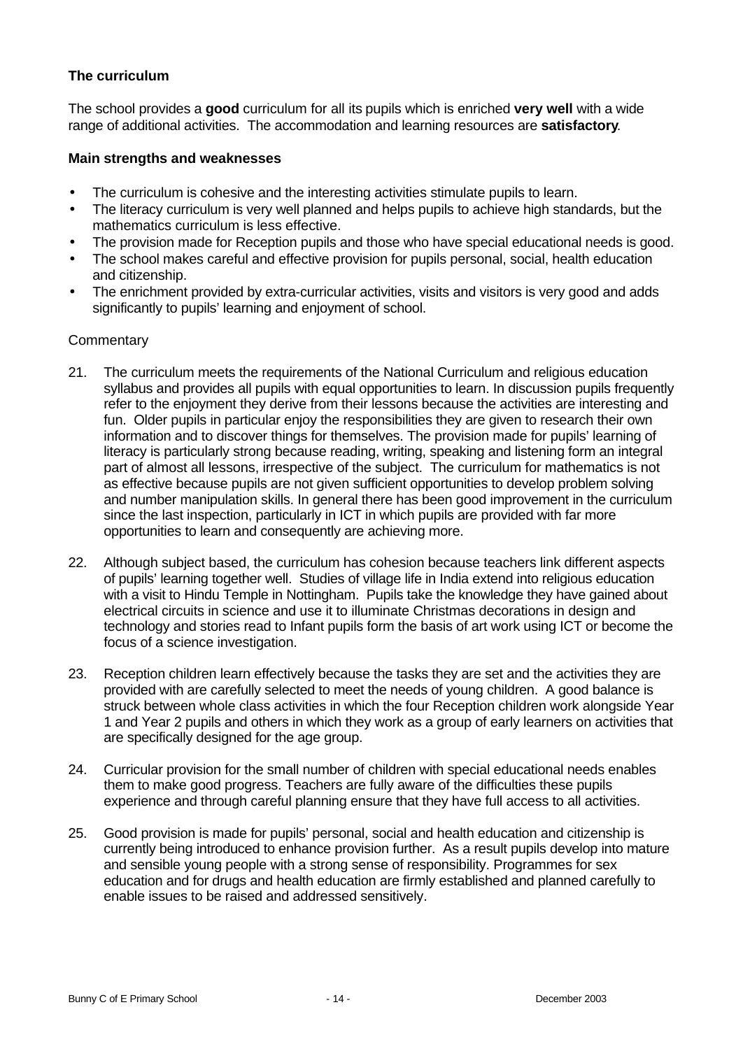### The curriculum

The school provides a **good** curriculum for all its pupils which is enriched **very well** with a wide range of additional activities. The accommodation and learning resources are **satisfactory**.

#### Main strengths and weaknesses

- The curriculum is cohesive and the interesting activities stimulate pupils to learn.
- The literacy curriculum is very well planned and helps pupils to achieve high standards, but the mathematics curriculum is less effective.
- The provision made for Reception pupils and those who have special educational needs is good.
- The school makes careful and effective provision for pupils personal, social, health education and citizenship.
- The enrichment provided by extra-curricular activities, visits and visitors is very good and adds significantly to pupils' learning and enjoyment of school.

Commentary

21. The curriculum meets the requirements of the National Curriculum and religious education syllabus and provides all pupils with equal opportunities to learn. In discussion pupils frequently refer to the enjoyment they derive from their lessons because the activities are interesting and fun. Older pupils in particular enjoy the responsibilities they are given to research their own information and to discover things for themselves. The provision made for pupils' learning of literacy is particularly strong because reading, writing, speaking and listening form an integral part of almost all lessons, irrespective of the subject. The curriculum for mathematics is not as effective because pupils are not given sufficient opportunities to develop problem solving and number manipulation skills. In general there has been good improvement in the curriculum since the last inspection, particularly in ICT in which pupils are provided with far more opportunities to learn and consequently are achieving more.

22. Although subject based, the curriculum has cohesion because teachers link different aspects of pupils' learning together well. Studies of village life in India extend into religious education with a visit to Hindu Temple in Nottingham. Pupils take the knowledge they have gained about electrical circuits in science and use it to illuminate Christmas decorations in design and technology and stories read to Infant pupils form the basis of art work using ICT or become the focus of a science investigation.

23. Reception children learn effectively because the tasks they are set and the activities they are provided with are carefully selected to meet the needs of young children. A good balance is struck between whole class activities in which the four Reception children work alongside Year 1 and Year 2 pupils and others in which they work as a group of early learners on activities that are specifically designed for the age group.

24. Curricular provision for the small number of children with special educational needs enables them to make good progress. Teachers are fully aware of the difficulties these pupils experience and through careful planning ensure that they have full access to all activities.

25. Good provision is made for pupils' personal, social and health education and citizenship is currently being introduced to enhance provision further. As a result pupils develop into mature and sensible young people with a strong sense of responsibility. Programmes for sex education and for drugs and health education are firmly established and planned carefully to enable issues to be raised and addressed sensitively.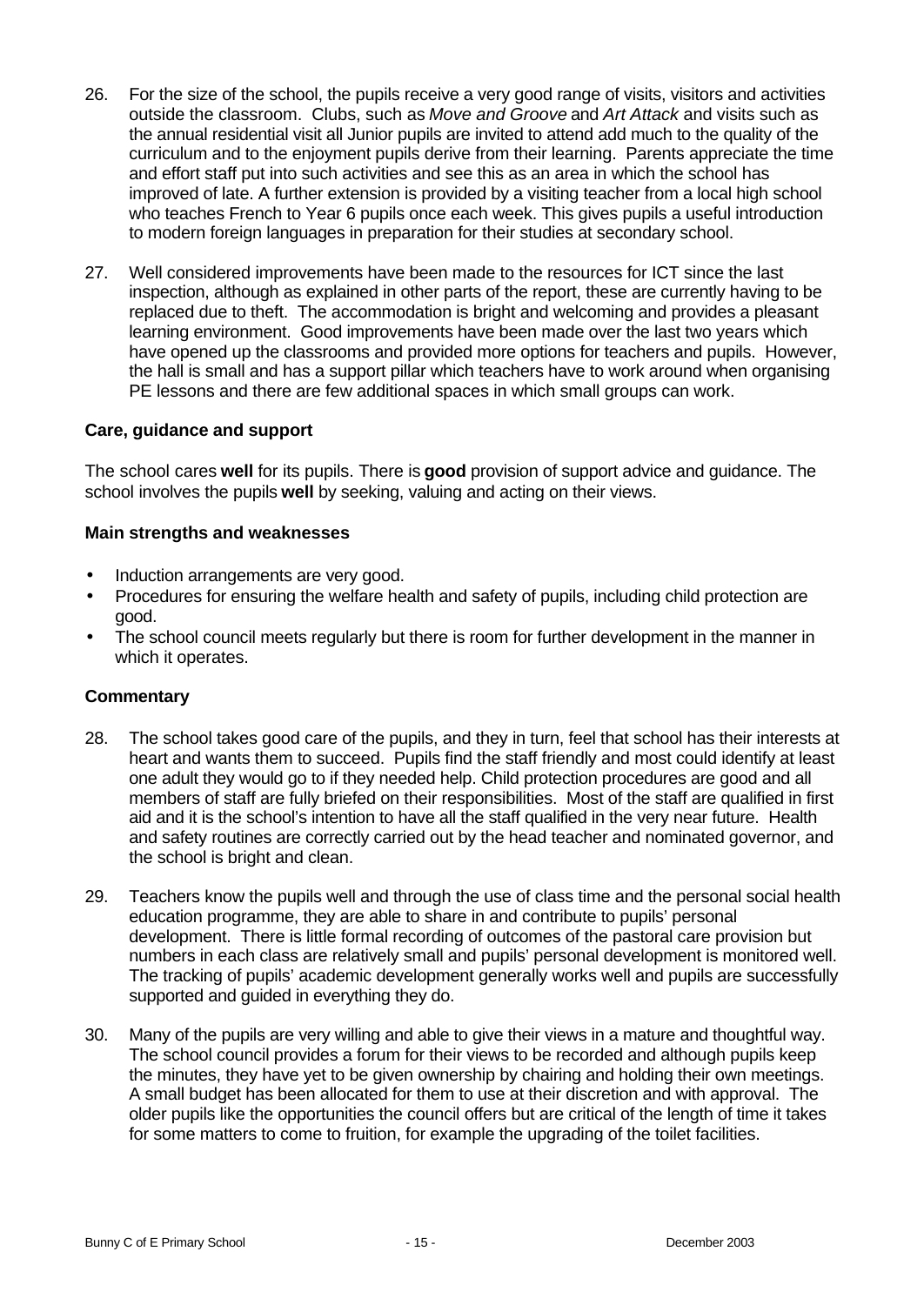26. For the size of the school, the pupils receive a very good range of visits, visitors and activities outside the classroom. Clubs, such as *Move and Groove* and *Art Attack* and visits such as the annual residential visit all Junior pupils are invited to attend add much to the quality of the curriculum and to the enjoyment pupils derive from their learning. Parents appreciate the time and effort staff put into such activities and see this as an area in which the school has improved of late. A further extension is provided by a visiting teacher from a local high school who teaches French to Year 6 pupils once each week. This gives pupils a useful introduction to modern foreign languages in preparation for their studies at secondary school.

27. Well considered improvements have been made to the resources for ICT since the last inspection, although as explained in other parts of the report, these are currently having to be replaced due to theft. The accommodation is bright and welcoming and provides a pleasant learning environment. Good improvements have been made over the last two years which have opened up the classrooms and provided more options for teachers and pupils. However, the hall is small and has a support pillar which teachers have to work around when organising PE lessons and there are few additional spaces in which small groups can work.

### Care, guidance and support

The school cares **well** for its pupils. There is **good** provision of support advice and guidance. The school involves the pupils **well** by seeking, valuing and acting on their views.

#### Main strengths and weaknesses

- Induction arrangements are very good.
- Procedures for ensuring the welfare health and safety of pupils, including child protection are good.
- The school council meets regularly but there is room for further development in the manner in which it operates.

#### Commentary

28. The school takes good care of the pupils, and they in turn, feel that school has their interests at heart and wants them to succeed. Pupils find the staff friendly and most could identify at least one adult they would go to if they needed help. Child protection procedures are good and all members of staff are fully briefed on their responsibilities. Most of the staff are qualified in first aid and it is the school's intention to have all the staff qualified in the very near future. Health and safety routines are correctly carried out by the head teacher and nominated governor, and the school is bright and clean.

29. Teachers know the pupils well and through the use of class time and the personal social health education programme, they are able to share in and contribute to pupils' personal development. There is little formal recording of outcomes of the pastoral care provision but numbers in each class are relatively small and pupils' personal development is monitored well. The tracking of pupils' academic development generally works well and pupils are successfully supported and guided in everything they do.

30. Many of the pupils are very willing and able to give their views in a mature and thoughtful way. The school council provides a forum for their views to be recorded and although pupils keep the minutes, they have yet to be given ownership by chairing and holding their own meetings. A small budget has been allocated for them to use at their discretion and with approval. The older pupils like the opportunities the council offers but are critical of the length of time it takes for some matters to come to fruition, for example the upgrading of the toilet facilities.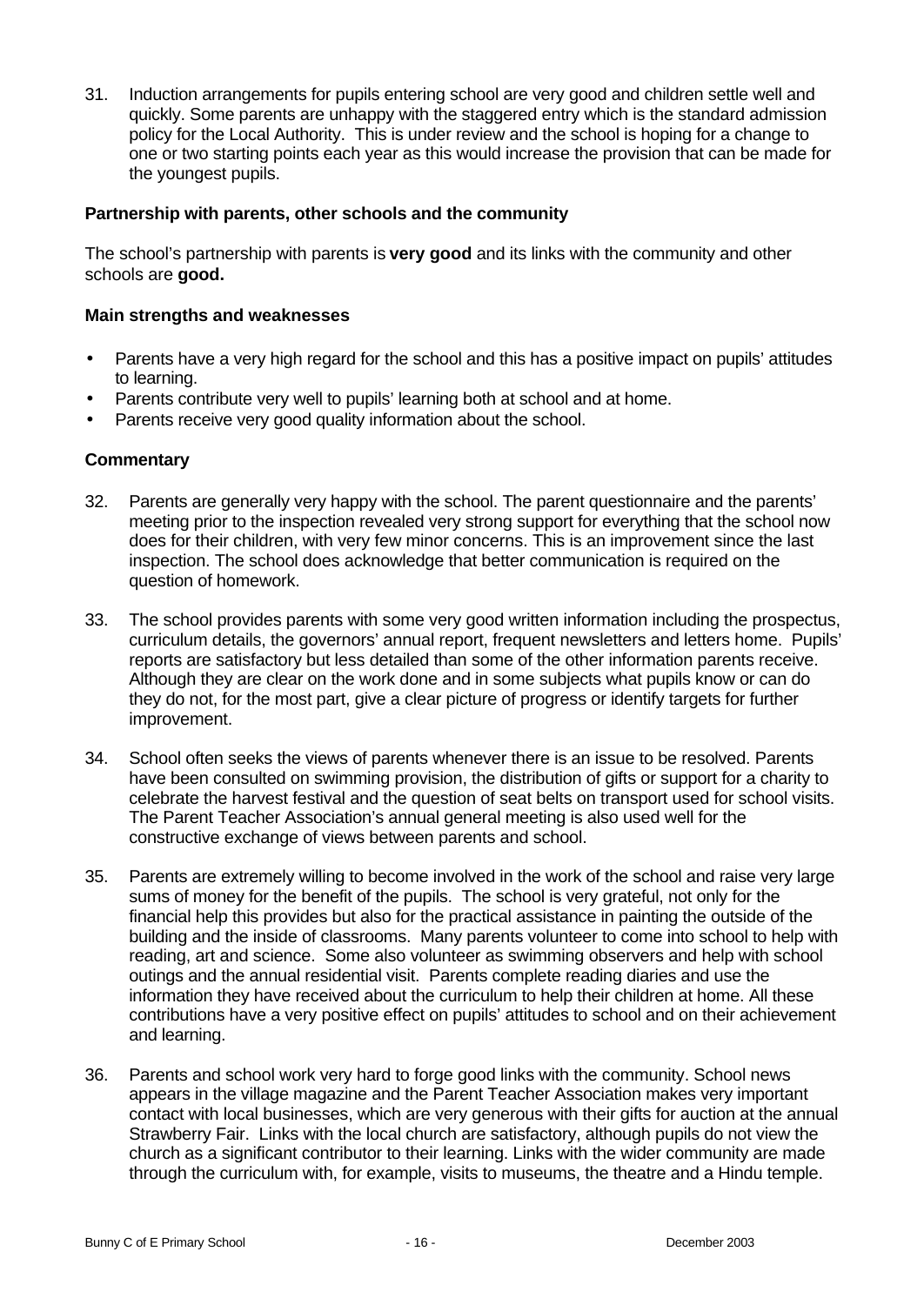31. Induction arrangements for pupils entering school are very good and children settle well and quickly. Some parents are unhappy with the staggered entry which is the standard admission policy for the Local Authority. This is under review and the school is hoping for a change to one or two starting points each year as this would increase the provision that can be made for the youngest pupils.

### Partnership with parents, other schools and the community

The school's partnership with parents is **very good** and its links with the community and other schools are **good.**

### Main strengths and weaknesses

- Parents have a very high regard for the school and this has a positive impact on pupils' attitudes to learning.
- Parents contribute very well to pupils' learning both at school and at home.
- Parents receive very good quality information about the school.

### Commentary

32. Parents are generally very happy with the school. The parent questionnaire and the parents' meeting prior to the inspection revealed very strong support for everything that the school now does for their children, with very few minor concerns. This is an improvement since the last inspection. The school does acknowledge that better communication is required on the question of homework.

33. The school provides parents with some very good written information including the prospectus, curriculum details, the governors' annual report, frequent newsletters and letters home. Pupils' reports are satisfactory but less detailed than some of the other information parents receive. Although they are clear on the work done and in some subjects what pupils know or can do they do not, for the most part, give a clear picture of progress or identify targets for further improvement.

34. School often seeks the views of parents whenever there is an issue to be resolved. Parents have been consulted on swimming provision, the distribution of gifts or support for a charity to celebrate the harvest festival and the question of seat belts on transport used for school visits. The Parent Teacher Association's annual general meeting is also used well for the constructive exchange of views between parents and school.

35. Parents are extremely willing to become involved in the work of the school and raise very large sums of money for the benefit of the pupils. The school is very grateful, not only for the financial help this provides but also for the practical assistance in painting the outside of the building and the inside of classrooms. Many parents volunteer to come into school to help with reading, art and science. Some also volunteer as swimming observers and help with school outings and the annual residential visit. Parents complete reading diaries and use the information they have received about the curriculum to help their children at home. All these contributions have a very positive effect on pupils' attitudes to school and on their achievement and learning.

36. Parents and school work very hard to forge good links with the community. School news appears in the village magazine and the Parent Teacher Association makes very important contact with local businesses, which are very generous with their gifts for auction at the annual Strawberry Fair. Links with the local church are satisfactory, although pupils do not view the church as a significant contributor to their learning. Links with the wider community are made through the curriculum with, for example, visits to museums, the theatre and a Hindu temple.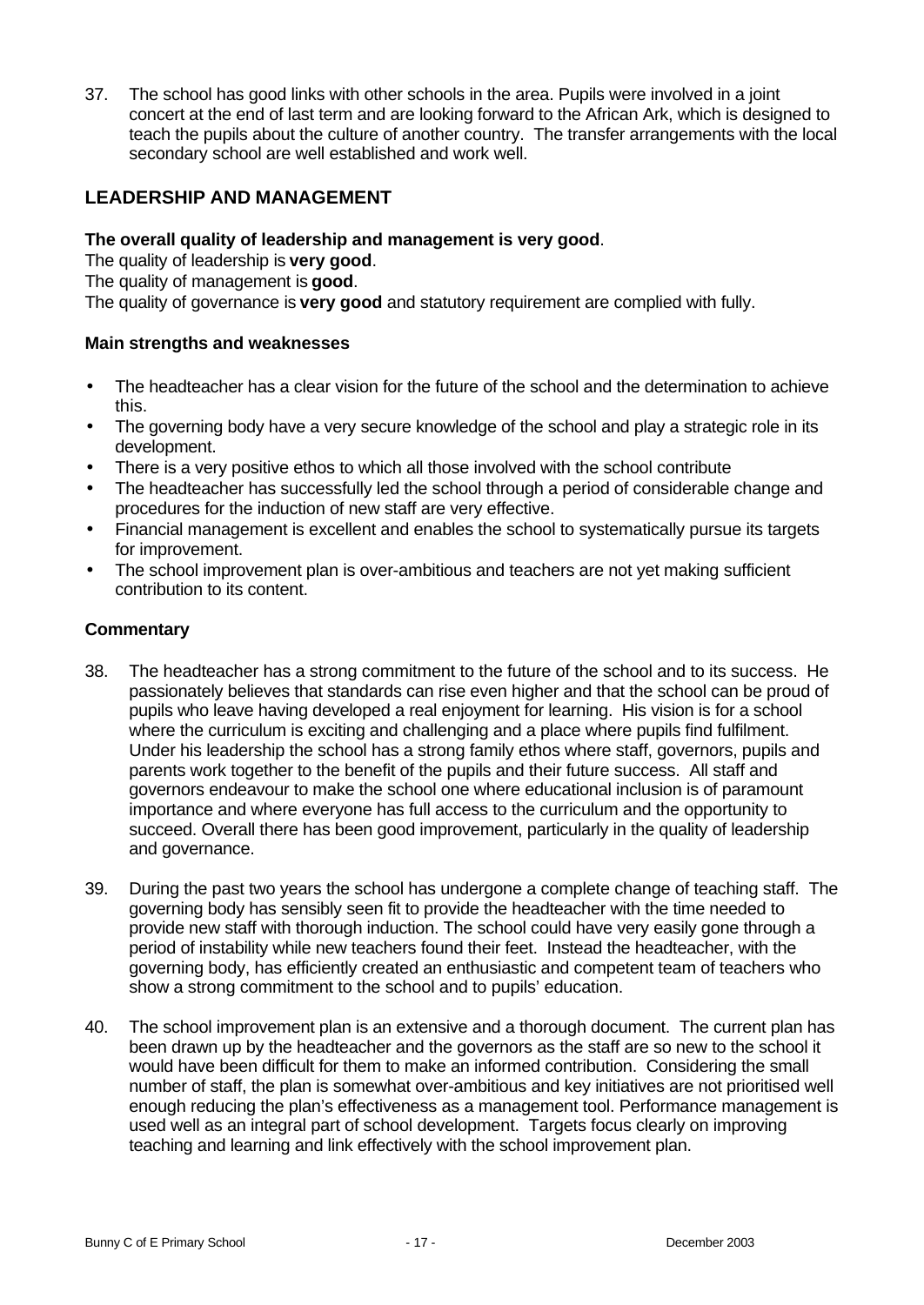37. The school has good links with other schools in the area. Pupils were involved in a joint concert at the end of last term and are looking forward to the African Ark, which is designed to teach the pupils about the culture of another country. The transfer arrangements with the local secondary school are well established and work well.

## LEADERSHIP AND MANAGEMENT

**The overall quality of leadership and management is very good**.

The quality of leadership is **very good**.

The quality of management is **good**.

The quality of governance is **very good** and statutory requirement are complied with fully.

### Main strengths and weaknesses

- The headteacher has a clear vision for the future of the school and the determination to achieve this.
- The governing body have a very secure knowledge of the school and play a strategic role in its development.
- There is a very positive ethos to which all those involved with the school contribute
- The headteacher has successfully led the school through a period of considerable change and procedures for the induction of new staff are very effective.
- Financial management is excellent and enables the school to systematically pursue its targets for improvement.
- The school improvement plan is over-ambitious and teachers are not yet making sufficient contribution to its content.

### Commentary

38. The headteacher has a strong commitment to the future of the school and to its success. He passionately believes that standards can rise even higher and that the school can be proud of pupils who leave having developed a real enjoyment for learning. His vision is for a school where the curriculum is exciting and challenging and a place where pupils find fulfilment. Under his leadership the school has a strong family ethos where staff, governors, pupils and parents work together to the benefit of the pupils and their future success. All staff and governors endeavour to make the school one where educational inclusion is of paramount importance and where everyone has full access to the curriculum and the opportunity to succeed. Overall there has been good improvement, particularly in the quality of leadership and governance.

39. During the past two years the school has undergone a complete change of teaching staff. The governing body has sensibly seen fit to provide the headteacher with the time needed to provide new staff with thorough induction. The school could have very easily gone through a period of instability while new teachers found their feet. Instead the headteacher, with the governing body, has efficiently created an enthusiastic and competent team of teachers who show a strong commitment to the school and to pupils' education.

40. The school improvement plan is an extensive and a thorough document. The current plan has been drawn up by the headteacher and the governors as the staff are so new to the school it would have been difficult for them to make an informed contribution. Considering the small number of staff, the plan is somewhat over-ambitious and key initiatives are not prioritised well enough reducing the plan's effectiveness as a management tool. Performance management is used well as an integral part of school development. Targets focus clearly on improving teaching and learning and link effectively with the school improvement plan.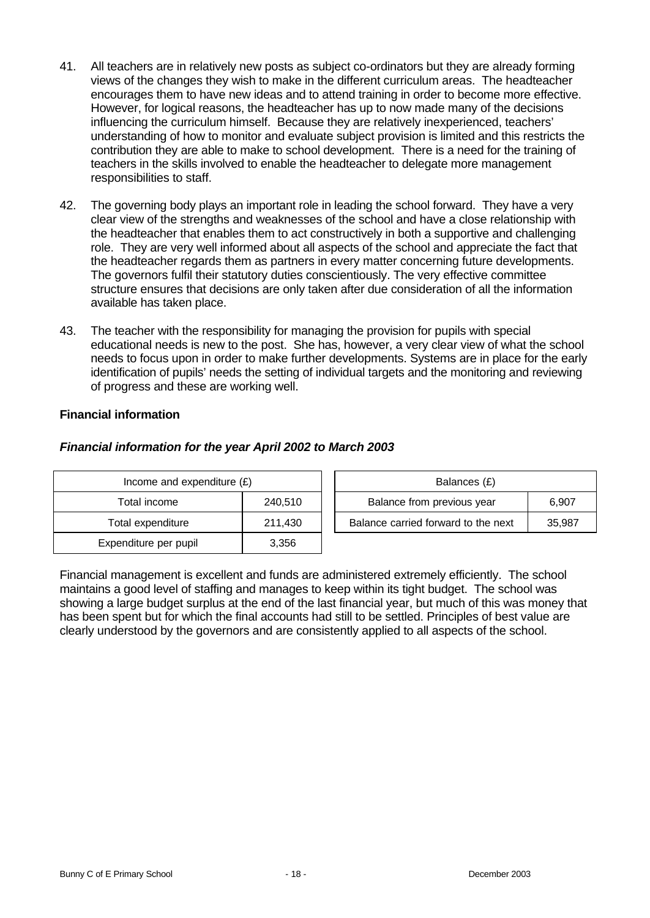41. All teachers are in relatively new posts as subject co-ordinators but they are already forming views of the changes they wish to make in the different curriculum areas. The headteacher encourages them to have new ideas and to attend training in order to become more effective. However, for logical reasons, the headteacher has up to now made many of the decisions influencing the curriculum himself. Because they are relatively inexperienced, teachers' understanding of how to monitor and evaluate subject provision is limited and this restricts the contribution they are able to make to school development. There is a need for the training of teachers in the skills involved to enable the headteacher to delegate more management responsibilities to staff.

42. The governing body plays an important role in leading the school forward. They have a very clear view of the strengths and weaknesses of the school and have a close relationship with the headteacher that enables them to act constructively in both a supportive and challenging role. They are very well informed about all aspects of the school and appreciate the fact that the headteacher regards them as partners in every matter concerning future developments. The governors fulfil their statutory duties conscientiously. The very effective committee structure ensures that decisions are only taken after due consideration of all the information available has taken place.

43. The teacher with the responsibility for managing the provision for pupils with special educational needs is new to the post. She has, however, a very clear view of what the school needs to focus upon in order to make further developments. Systems are in place for the early identification of pupils' needs the setting of individual targets and the monitoring and reviewing of progress and these are working well.

**Financial information**

***Financial information for the year April 2002 to March 2003***

| Income and expenditure (£) | |
|---|---|
| Total income | 240,510 |
| Total expenditure | 211,430 |
| Expenditure per pupil | 3,356 |

| Balances (£) | |
|---|---|
| Balance from previous year | 6,907 |
| Balance carried forward to the next | 35,987 |

Financial management is excellent and funds are administered extremely efficiently. The school maintains a good level of staffing and manages to keep within its tight budget. The school was showing a large budget surplus at the end of the last financial year, but much of this was money that has been spent but for which the final accounts had still to be settled. Principles of best value are clearly understood by the governors and are consistently applied to all aspects of the school.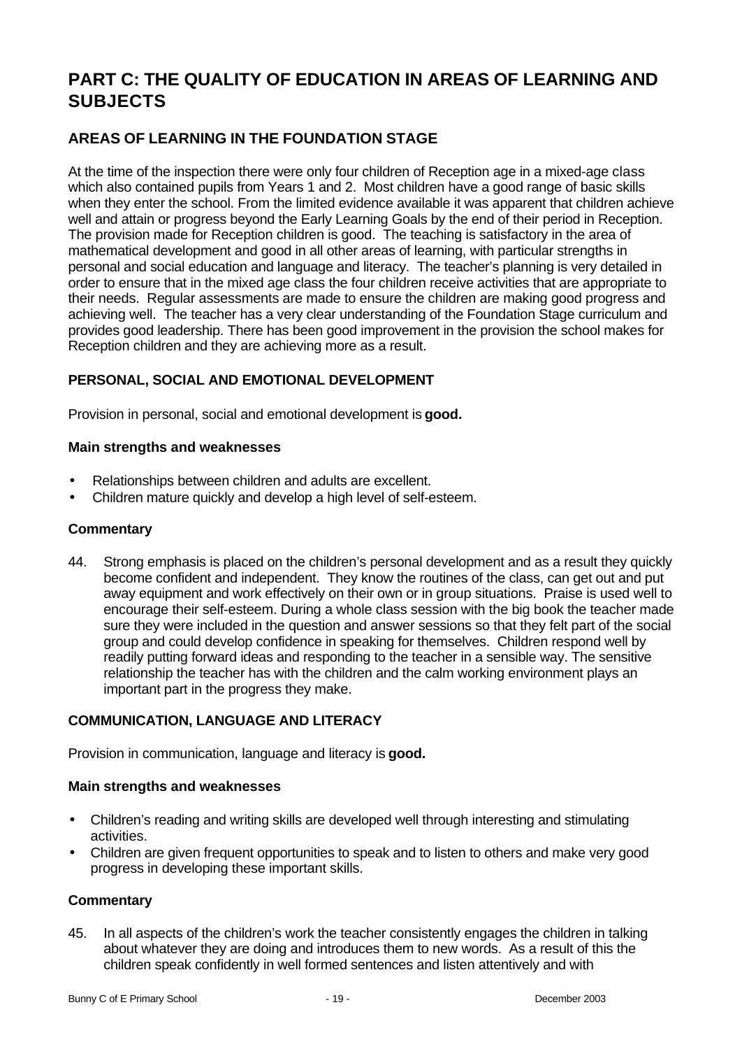# PART C: THE QUALITY OF EDUCATION IN AREAS OF LEARNING AND SUBJECTS

## AREAS OF LEARNING IN THE FOUNDATION STAGE

At the time of the inspection there were only four children of Reception age in a mixed-age class which also contained pupils from Years 1 and 2. Most children have a good range of basic skills when they enter the school. From the limited evidence available it was apparent that children achieve well and attain or progress beyond the Early Learning Goals by the end of their period in Reception. The provision made for Reception children is good. The teaching is satisfactory in the area of mathematical development and good in all other areas of learning, with particular strengths in personal and social education and language and literacy. The teacher's planning is very detailed in order to ensure that in the mixed age class the four children receive activities that are appropriate to their needs. Regular assessments are made to ensure the children are making good progress and achieving well. The teacher has a very clear understanding of the Foundation Stage curriculum and provides good leadership. There has been good improvement in the provision the school makes for Reception children and they are achieving more as a result.

### PERSONAL, SOCIAL AND EMOTIONAL DEVELOPMENT

Provision in personal, social and emotional development is **good.**

#### Main strengths and weaknesses

- Relationships between children and adults are excellent.
- Children mature quickly and develop a high level of self-esteem.

#### Commentary

44. Strong emphasis is placed on the children's personal development and as a result they quickly become confident and independent. They know the routines of the class, can get out and put away equipment and work effectively on their own or in group situations. Praise is used well to encourage their self-esteem. During a whole class session with the big book the teacher made sure they were included in the question and answer sessions so that they felt part of the social group and could develop confidence in speaking for themselves. Children respond well by readily putting forward ideas and responding to the teacher in a sensible way. The sensitive relationship the teacher has with the children and the calm working environment plays an important part in the progress they make.

### COMMUNICATION, LANGUAGE AND LITERACY

Provision in communication, language and literacy is **good.**

#### Main strengths and weaknesses

- Children's reading and writing skills are developed well through interesting and stimulating activities.
- Children are given frequent opportunities to speak and to listen to others and make very good progress in developing these important skills.

#### Commentary

45. In all aspects of the children's work the teacher consistently engages the children in talking about whatever they are doing and introduces them to new words. As a result of this the children speak confidently in well formed sentences and listen attentively and with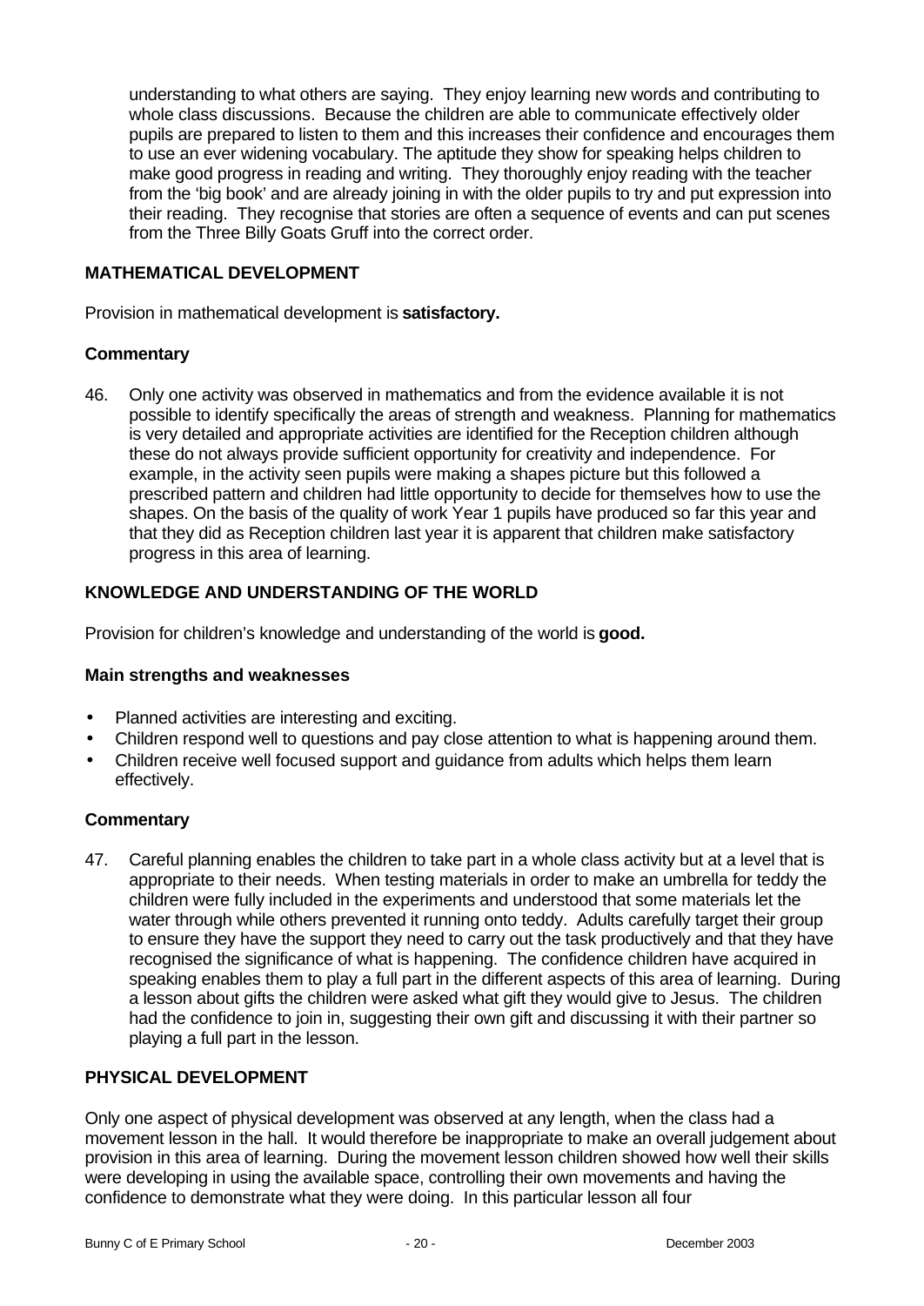understanding to what others are saying. They enjoy learning new words and contributing to whole class discussions. Because the children are able to communicate effectively older pupils are prepared to listen to them and this increases their confidence and encourages them to use an ever widening vocabulary. The aptitude they show for speaking helps children to make good progress in reading and writing. They thoroughly enjoy reading with the teacher from the 'big book' and are already joining in with the older pupils to try and put expression into their reading. They recognise that stories are often a sequence of events and can put scenes from the Three Billy Goats Gruff into the correct order.

### MATHEMATICAL DEVELOPMENT

Provision in mathematical development is **satisfactory.**

#### Commentary

46. Only one activity was observed in mathematics and from the evidence available it is not possible to identify specifically the areas of strength and weakness. Planning for mathematics is very detailed and appropriate activities are identified for the Reception children although these do not always provide sufficient opportunity for creativity and independence. For example, in the activity seen pupils were making a shapes picture but this followed a prescribed pattern and children had little opportunity to decide for themselves how to use the shapes. On the basis of the quality of work Year 1 pupils have produced so far this year and that they did as Reception children last year it is apparent that children make satisfactory progress in this area of learning.

### KNOWLEDGE AND UNDERSTANDING OF THE WORLD

Provision for children's knowledge and understanding of the world is **good.**

#### Main strengths and weaknesses

- Planned activities are interesting and exciting.
- Children respond well to questions and pay close attention to what is happening around them.
- Children receive well focused support and guidance from adults which helps them learn effectively.

#### Commentary

47. Careful planning enables the children to take part in a whole class activity but at a level that is appropriate to their needs. When testing materials in order to make an umbrella for teddy the children were fully included in the experiments and understood that some materials let the water through while others prevented it running onto teddy. Adults carefully target their group to ensure they have the support they need to carry out the task productively and that they have recognised the significance of what is happening. The confidence children have acquired in speaking enables them to play a full part in the different aspects of this area of learning. During a lesson about gifts the children were asked what gift they would give to Jesus. The children had the confidence to join in, suggesting their own gift and discussing it with their partner so playing a full part in the lesson.

### PHYSICAL DEVELOPMENT

Only one aspect of physical development was observed at any length, when the class had a movement lesson in the hall. It would therefore be inappropriate to make an overall judgement about provision in this area of learning. During the movement lesson children showed how well their skills were developing in using the available space, controlling their own movements and having the confidence to demonstrate what they were doing. In this particular lesson all four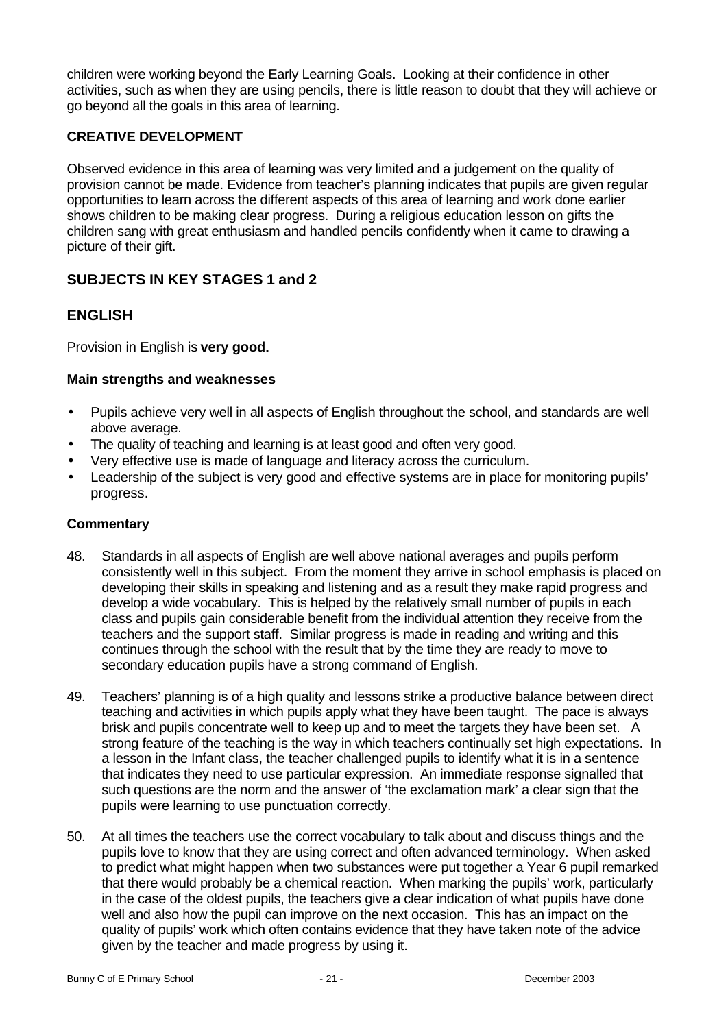children were working beyond the Early Learning Goals. Looking at their confidence in other activities, such as when they are using pencils, there is little reason to doubt that they will achieve or go beyond all the goals in this area of learning.

**CREATIVE DEVELOPMENT**

Observed evidence in this area of learning was very limited and a judgement on the quality of provision cannot be made. Evidence from teacher's planning indicates that pupils are given regular opportunities to learn across the different aspects of this area of learning and work done earlier shows children to be making clear progress. During a religious education lesson on gifts the children sang with great enthusiasm and handled pencils confidently when it came to drawing a picture of their gift.

## SUBJECTS IN KEY STAGES 1 and 2

## ENGLISH

Provision in English is **very good.**

**Main strengths and weaknesses**

- Pupils achieve very well in all aspects of English throughout the school, and standards are well above average.
- The quality of teaching and learning is at least good and often very good.
- Very effective use is made of language and literacy across the curriculum.
- Leadership of the subject is very good and effective systems are in place for monitoring pupils' progress.

**Commentary**

48. Standards in all aspects of English are well above national averages and pupils perform consistently well in this subject. From the moment they arrive in school emphasis is placed on developing their skills in speaking and listening and as a result they make rapid progress and develop a wide vocabulary. This is helped by the relatively small number of pupils in each class and pupils gain considerable benefit from the individual attention they receive from the teachers and the support staff. Similar progress is made in reading and writing and this continues through the school with the result that by the time they are ready to move to secondary education pupils have a strong command of English.

49. Teachers' planning is of a high quality and lessons strike a productive balance between direct teaching and activities in which pupils apply what they have been taught. The pace is always brisk and pupils concentrate well to keep up and to meet the targets they have been set. A strong feature of the teaching is the way in which teachers continually set high expectations. In a lesson in the Infant class, the teacher challenged pupils to identify what it is in a sentence that indicates they need to use particular expression. An immediate response signalled that such questions are the norm and the answer of 'the exclamation mark' a clear sign that the pupils were learning to use punctuation correctly.

50. At all times the teachers use the correct vocabulary to talk about and discuss things and the pupils love to know that they are using correct and often advanced terminology. When asked to predict what might happen when two substances were put together a Year 6 pupil remarked that there would probably be a chemical reaction. When marking the pupils' work, particularly in the case of the oldest pupils, the teachers give a clear indication of what pupils have done well and also how the pupil can improve on the next occasion. This has an impact on the quality of pupils' work which often contains evidence that they have taken note of the advice given by the teacher and made progress by using it.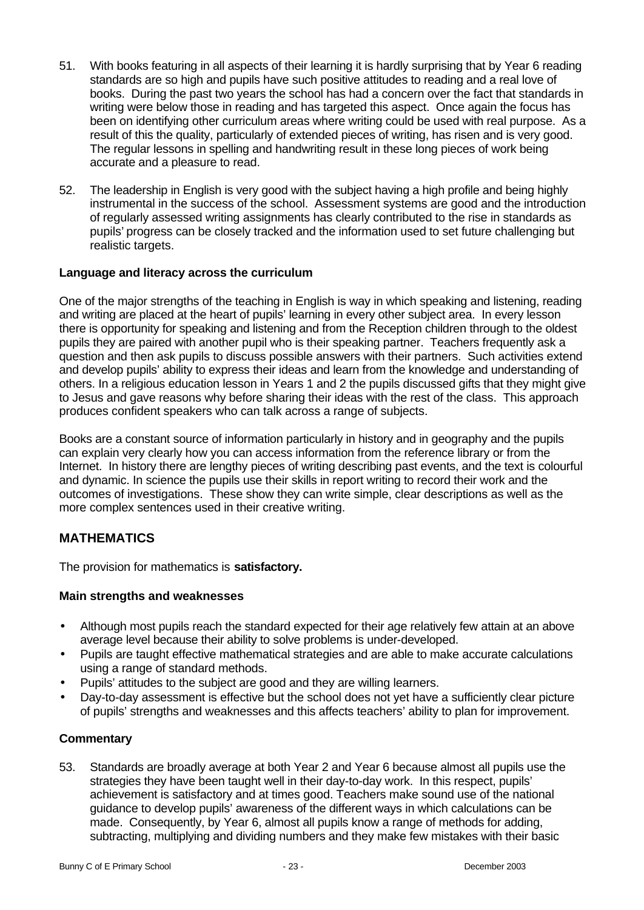51. With books featuring in all aspects of their learning it is hardly surprising that by Year 6 reading standards are so high and pupils have such positive attitudes to reading and a real love of books. During the past two years the school has had a concern over the fact that standards in writing were below those in reading and has targeted this aspect. Once again the focus has been on identifying other curriculum areas where writing could be used with real purpose. As a result of this the quality, particularly of extended pieces of writing, has risen and is very good. The regular lessons in spelling and handwriting result in these long pieces of work being accurate and a pleasure to read.

52. The leadership in English is very good with the subject having a high profile and being highly instrumental in the success of the school. Assessment systems are good and the introduction of regularly assessed writing assignments has clearly contributed to the rise in standards as pupils' progress can be closely tracked and the information used to set future challenging but realistic targets.

### Language and literacy across the curriculum

One of the major strengths of the teaching in English is way in which speaking and listening, reading and writing are placed at the heart of pupils' learning in every other subject area. In every lesson there is opportunity for speaking and listening and from the Reception children through to the oldest pupils they are paired with another pupil who is their speaking partner. Teachers frequently ask a question and then ask pupils to discuss possible answers with their partners. Such activities extend and develop pupils' ability to express their ideas and learn from the knowledge and understanding of others. In a religious education lesson in Years 1 and 2 the pupils discussed gifts that they might give to Jesus and gave reasons why before sharing their ideas with the rest of the class. This approach produces confident speakers who can talk across a range of subjects.

Books are a constant source of information particularly in history and in geography and the pupils can explain very clearly how you can access information from the reference library or from the Internet. In history there are lengthy pieces of writing describing past events, and the text is colourful and dynamic. In science the pupils use their skills in report writing to record their work and the outcomes of investigations. These show they can write simple, clear descriptions as well as the more complex sentences used in their creative writing.

## MATHEMATICS

The provision for mathematics is **satisfactory.**

### Main strengths and weaknesses

- Although most pupils reach the standard expected for their age relatively few attain at an above average level because their ability to solve problems is under-developed.
- Pupils are taught effective mathematical strategies and are able to make accurate calculations using a range of standard methods.
- Pupils' attitudes to the subject are good and they are willing learners.
- Day-to-day assessment is effective but the school does not yet have a sufficiently clear picture of pupils' strengths and weaknesses and this affects teachers' ability to plan for improvement.

### Commentary

53. Standards are broadly average at both Year 2 and Year 6 because almost all pupils use the strategies they have been taught well in their day-to-day work. In this respect, pupils' achievement is satisfactory and at times good. Teachers make sound use of the national guidance to develop pupils' awareness of the different ways in which calculations can be made. Consequently, by Year 6, almost all pupils know a range of methods for adding, subtracting, multiplying and dividing numbers and they make few mistakes with their basic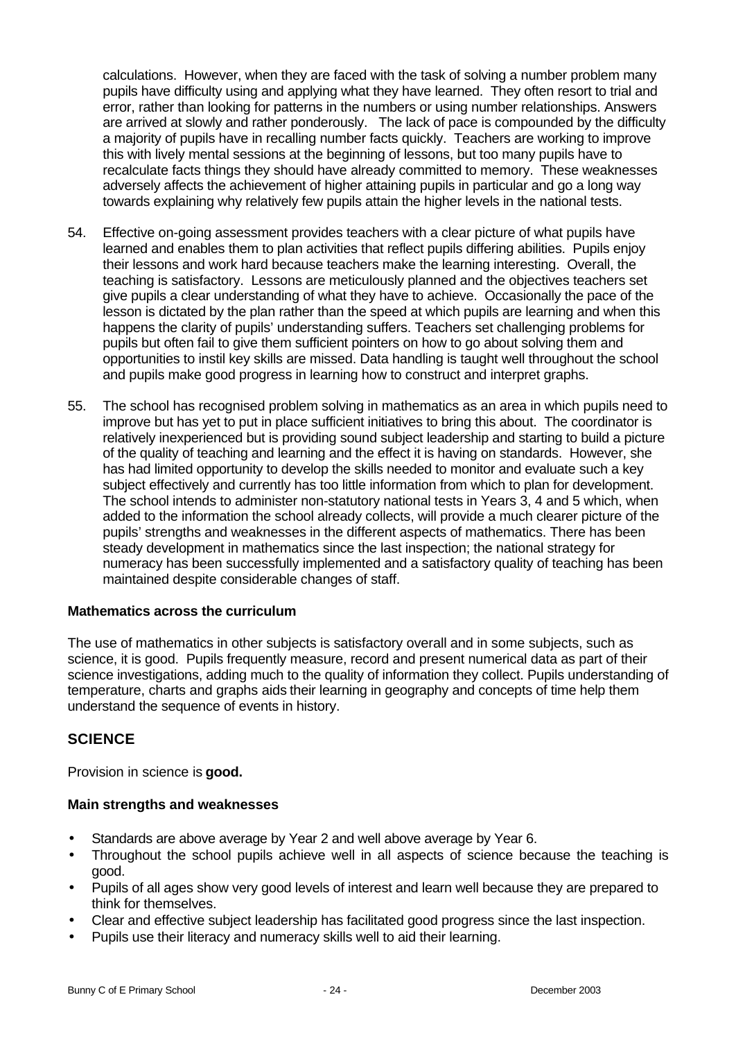calculations. However, when they are faced with the task of solving a number problem many pupils have difficulty using and applying what they have learned. They often resort to trial and error, rather than looking for patterns in the numbers or using number relationships. Answers are arrived at slowly and rather ponderously. The lack of pace is compounded by the difficulty a majority of pupils have in recalling number facts quickly. Teachers are working to improve this with lively mental sessions at the beginning of lessons, but too many pupils have to recalculate facts things they should have already committed to memory. These weaknesses adversely affects the achievement of higher attaining pupils in particular and go a long way towards explaining why relatively few pupils attain the higher levels in the national tests.

54. Effective on-going assessment provides teachers with a clear picture of what pupils have learned and enables them to plan activities that reflect pupils differing abilities. Pupils enjoy their lessons and work hard because teachers make the learning interesting. Overall, the teaching is satisfactory. Lessons are meticulously planned and the objectives teachers set give pupils a clear understanding of what they have to achieve. Occasionally the pace of the lesson is dictated by the plan rather than the speed at which pupils are learning and when this happens the clarity of pupils' understanding suffers. Teachers set challenging problems for pupils but often fail to give them sufficient pointers on how to go about solving them and opportunities to instil key skills are missed. Data handling is taught well throughout the school and pupils make good progress in learning how to construct and interpret graphs.

55. The school has recognised problem solving in mathematics as an area in which pupils need to improve but has yet to put in place sufficient initiatives to bring this about. The coordinator is relatively inexperienced but is providing sound subject leadership and starting to build a picture of the quality of teaching and learning and the effect it is having on standards. However, she has had limited opportunity to develop the skills needed to monitor and evaluate such a key subject effectively and currently has too little information from which to plan for development. The school intends to administer non-statutory national tests in Years 3, 4 and 5 which, when added to the information the school already collects, will provide a much clearer picture of the pupils' strengths and weaknesses in the different aspects of mathematics. There has been steady development in mathematics since the last inspection; the national strategy for numeracy has been successfully implemented and a satisfactory quality of teaching has been maintained despite considerable changes of staff.

### Mathematics across the curriculum

The use of mathematics in other subjects is satisfactory overall and in some subjects, such as science, it is good. Pupils frequently measure, record and present numerical data as part of their science investigations, adding much to the quality of information they collect. Pupils understanding of temperature, charts and graphs aids their learning in geography and concepts of time help them understand the sequence of events in history.

## SCIENCE

Provision in science is **good.**

### Main strengths and weaknesses

- Standards are above average by Year 2 and well above average by Year 6.
- Throughout the school pupils achieve well in all aspects of science because the teaching is good.
- Pupils of all ages show very good levels of interest and learn well because they are prepared to think for themselves.
- Clear and effective subject leadership has facilitated good progress since the last inspection.
- Pupils use their literacy and numeracy skills well to aid their learning.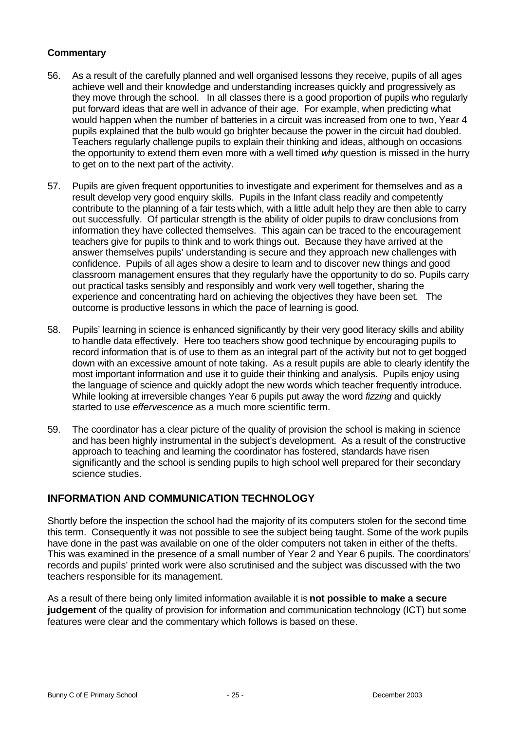### Commentary

56. As a result of the carefully planned and well organised lessons they receive, pupils of all ages achieve well and their knowledge and understanding increases quickly and progressively as they move through the school. In all classes there is a good proportion of pupils who regularly put forward ideas that are well in advance of their age. For example, when predicting what would happen when the number of batteries in a circuit was increased from one to two, Year 4 pupils explained that the bulb would go brighter because the power in the circuit had doubled. Teachers regularly challenge pupils to explain their thinking and ideas, although on occasions the opportunity to extend them even more with a well timed *why* question is missed in the hurry to get on to the next part of the activity.

57. Pupils are given frequent opportunities to investigate and experiment for themselves and as a result develop very good enquiry skills. Pupils in the Infant class readily and competently contribute to the planning of a fair tests which, with a little adult help they are then able to carry out successfully. Of particular strength is the ability of older pupils to draw conclusions from information they have collected themselves. This again can be traced to the encouragement teachers give for pupils to think and to work things out. Because they have arrived at the answer themselves pupils' understanding is secure and they approach new challenges with confidence. Pupils of all ages show a desire to learn and to discover new things and good classroom management ensures that they regularly have the opportunity to do so. Pupils carry out practical tasks sensibly and responsibly and work very well together, sharing the experience and concentrating hard on achieving the objectives they have been set. The outcome is productive lessons in which the pace of learning is good.

58. Pupils' learning in science is enhanced significantly by their very good literacy skills and ability to handle data effectively. Here too teachers show good technique by encouraging pupils to record information that is of use to them as an integral part of the activity but not to get bogged down with an excessive amount of note taking. As a result pupils are able to clearly identify the most important information and use it to guide their thinking and analysis. Pupils enjoy using the language of science and quickly adopt the new words which teacher frequently introduce. While looking at irreversible changes Year 6 pupils put away the word *fizzing* and quickly started to use *effervescence* as a much more scientific term.

59. The coordinator has a clear picture of the quality of provision the school is making in science and has been highly instrumental in the subject's development. As a result of the constructive approach to teaching and learning the coordinator has fostered, standards have risen significantly and the school is sending pupils to high school well prepared for their secondary science studies.

## INFORMATION AND COMMUNICATION TECHNOLOGY

Shortly before the inspection the school had the majority of its computers stolen for the second time this term. Consequently it was not possible to see the subject being taught. Some of the work pupils have done in the past was available on one of the older computers not taken in either of the thefts. This was examined in the presence of a small number of Year 2 and Year 6 pupils. The coordinators' records and pupils' printed work were also scrutinised and the subject was discussed with the two teachers responsible for its management.

As a result of there being only limited information available it is **not possible to make a secure judgement** of the quality of provision for information and communication technology (ICT) but some features were clear and the commentary which follows is based on these.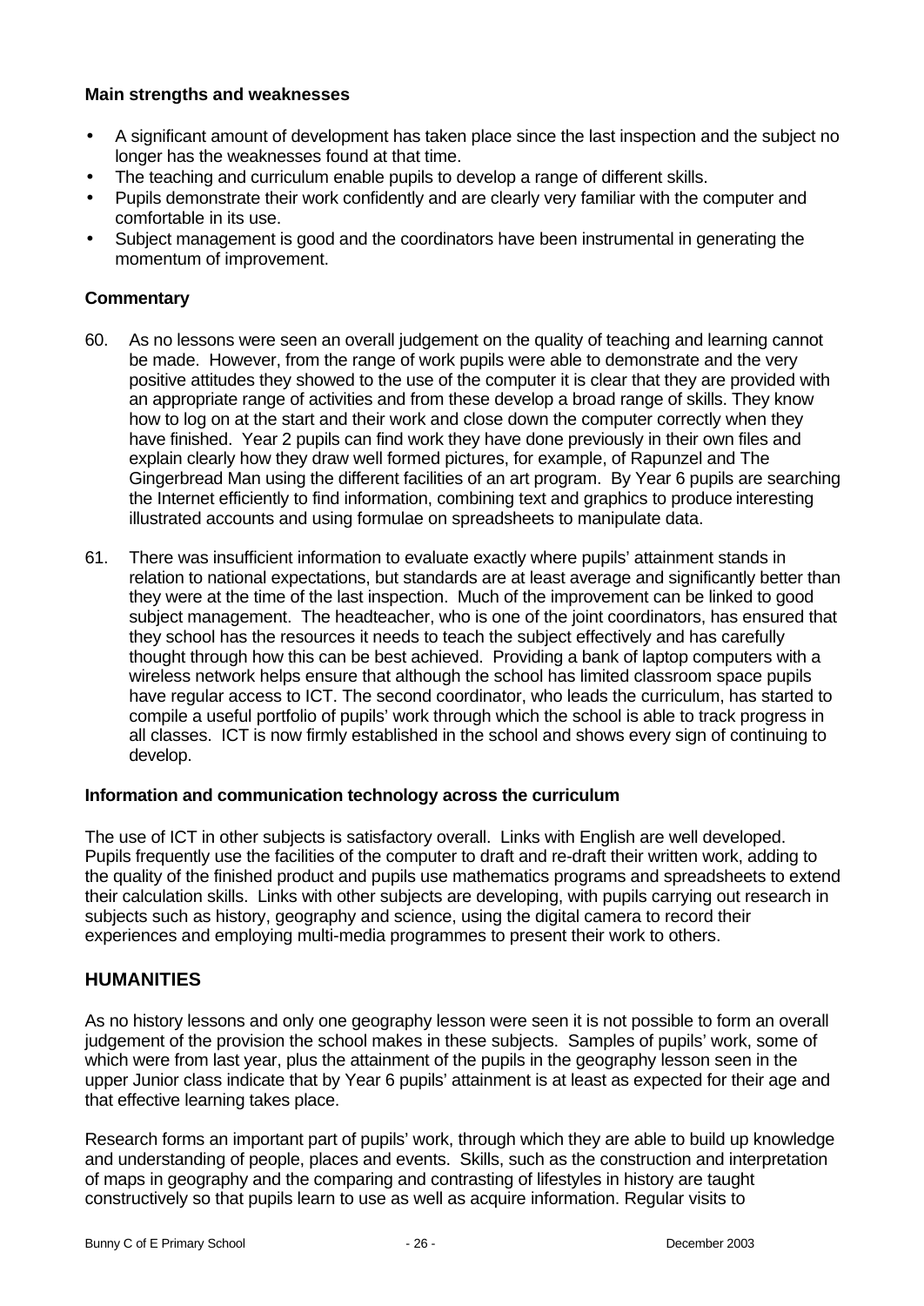### Main strengths and weaknesses

- A significant amount of development has taken place since the last inspection and the subject no longer has the weaknesses found at that time.
- The teaching and curriculum enable pupils to develop a range of different skills.
- Pupils demonstrate their work confidently and are clearly very familiar with the computer and comfortable in its use.
- Subject management is good and the coordinators have been instrumental in generating the momentum of improvement.

### Commentary

60. As no lessons were seen an overall judgement on the quality of teaching and learning cannot be made. However, from the range of work pupils were able to demonstrate and the very positive attitudes they showed to the use of the computer it is clear that they are provided with an appropriate range of activities and from these develop a broad range of skills. They know how to log on at the start and their work and close down the computer correctly when they have finished. Year 2 pupils can find work they have done previously in their own files and explain clearly how they draw well formed pictures, for example, of Rapunzel and The Gingerbread Man using the different facilities of an art program. By Year 6 pupils are searching the Internet efficiently to find information, combining text and graphics to produce interesting illustrated accounts and using formulae on spreadsheets to manipulate data.

61. There was insufficient information to evaluate exactly where pupils' attainment stands in relation to national expectations, but standards are at least average and significantly better than they were at the time of the last inspection. Much of the improvement can be linked to good subject management. The headteacher, who is one of the joint coordinators, has ensured that they school has the resources it needs to teach the subject effectively and has carefully thought through how this can be best achieved. Providing a bank of laptop computers with a wireless network helps ensure that although the school has limited classroom space pupils have regular access to ICT. The second coordinator, who leads the curriculum, has started to compile a useful portfolio of pupils' work through which the school is able to track progress in all classes. ICT is now firmly established in the school and shows every sign of continuing to develop.

### Information and communication technology across the curriculum

The use of ICT in other subjects is satisfactory overall. Links with English are well developed. Pupils frequently use the facilities of the computer to draft and re-draft their written work, adding to the quality of the finished product and pupils use mathematics programs and spreadsheets to extend their calculation skills. Links with other subjects are developing, with pupils carrying out research in subjects such as history, geography and science, using the digital camera to record their experiences and employing multi-media programmes to present their work to others.

## HUMANITIES

As no history lessons and only one geography lesson were seen it is not possible to form an overall judgement of the provision the school makes in these subjects. Samples of pupils' work, some of which were from last year, plus the attainment of the pupils in the geography lesson seen in the upper Junior class indicate that by Year 6 pupils' attainment is at least as expected for their age and that effective learning takes place.

Research forms an important part of pupils' work, through which they are able to build up knowledge and understanding of people, places and events. Skills, such as the construction and interpretation of maps in geography and the comparing and contrasting of lifestyles in history are taught constructively so that pupils learn to use as well as acquire information. Regular visits to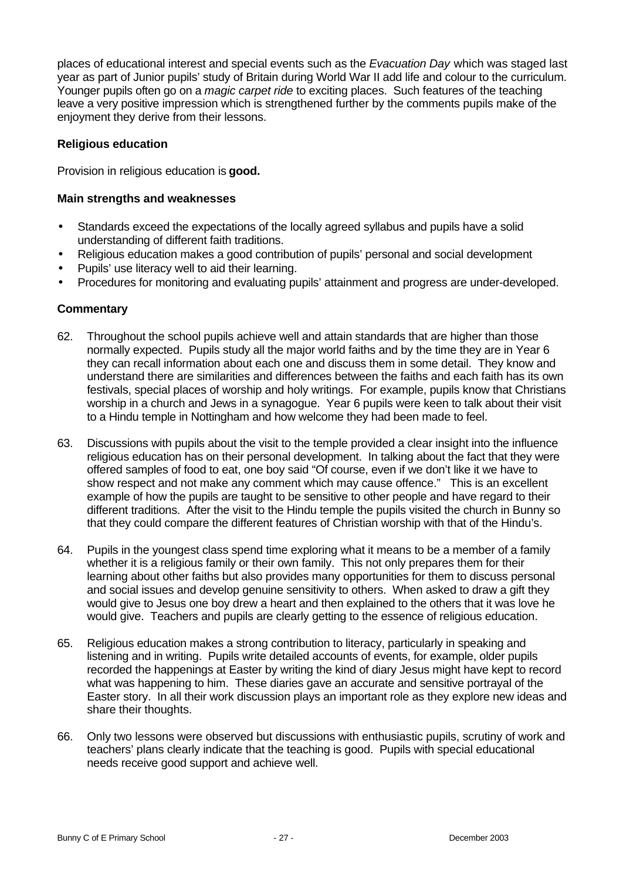places of educational interest and special events such as the *Evacuation Day* which was staged last year as part of Junior pupils' study of Britain during World War II add life and colour to the curriculum. Younger pupils often go on a *magic carpet ride* to exciting places. Such features of the teaching leave a very positive impression which is strengthened further by the comments pupils make of the enjoyment they derive from their lessons.

### Religious education

Provision in religious education is **good.**

#### Main strengths and weaknesses

- Standards exceed the expectations of the locally agreed syllabus and pupils have a solid understanding of different faith traditions.
- Religious education makes a good contribution of pupils' personal and social development
- Pupils' use literacy well to aid their learning.
- Procedures for monitoring and evaluating pupils' attainment and progress are under-developed.

#### Commentary

62. Throughout the school pupils achieve well and attain standards that are higher than those normally expected. Pupils study all the major world faiths and by the time they are in Year 6 they can recall information about each one and discuss them in some detail. They know and understand there are similarities and differences between the faiths and each faith has its own festivals, special places of worship and holy writings. For example, pupils know that Christians worship in a church and Jews in a synagogue. Year 6 pupils were keen to talk about their visit to a Hindu temple in Nottingham and how welcome they had been made to feel.

63. Discussions with pupils about the visit to the temple provided a clear insight into the influence religious education has on their personal development. In talking about the fact that they were offered samples of food to eat, one boy said "Of course, even if we don't like it we have to show respect and not make any comment which may cause offence." This is an excellent example of how the pupils are taught to be sensitive to other people and have regard to their different traditions. After the visit to the Hindu temple the pupils visited the church in Bunny so that they could compare the different features of Christian worship with that of the Hindu's.

64. Pupils in the youngest class spend time exploring what it means to be a member of a family whether it is a religious family or their own family. This not only prepares them for their learning about other faiths but also provides many opportunities for them to discuss personal and social issues and develop genuine sensitivity to others. When asked to draw a gift they would give to Jesus one boy drew a heart and then explained to the others that it was love he would give. Teachers and pupils are clearly getting to the essence of religious education.

65. Religious education makes a strong contribution to literacy, particularly in speaking and listening and in writing. Pupils write detailed accounts of events, for example, older pupils recorded the happenings at Easter by writing the kind of diary Jesus might have kept to record what was happening to him. These diaries gave an accurate and sensitive portrayal of the Easter story. In all their work discussion plays an important role as they explore new ideas and share their thoughts.

66. Only two lessons were observed but discussions with enthusiastic pupils, scrutiny of work and teachers' plans clearly indicate that the teaching is good. Pupils with special educational needs receive good support and achieve well.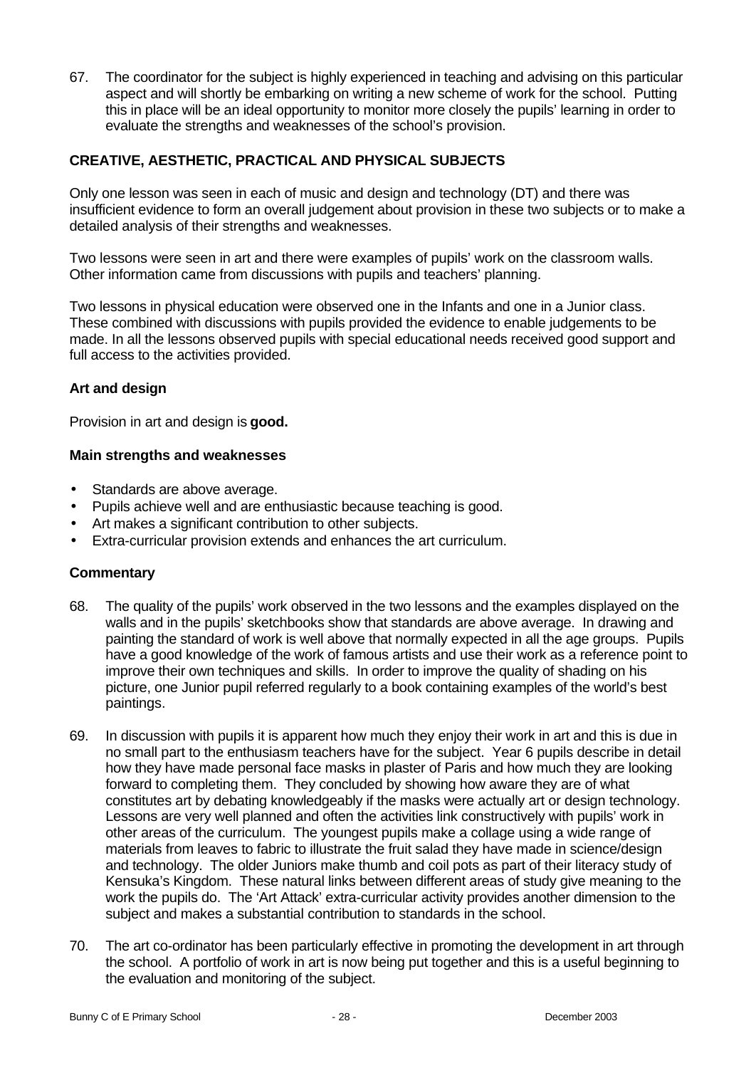67. The coordinator for the subject is highly experienced in teaching and advising on this particular aspect and will shortly be embarking on writing a new scheme of work for the school. Putting this in place will be an ideal opportunity to monitor more closely the pupils' learning in order to evaluate the strengths and weaknesses of the school's provision.

## CREATIVE, AESTHETIC, PRACTICAL AND PHYSICAL SUBJECTS

Only one lesson was seen in each of music and design and technology (DT) and there was insufficient evidence to form an overall judgement about provision in these two subjects or to make a detailed analysis of their strengths and weaknesses.

Two lessons were seen in art and there were examples of pupils' work on the classroom walls. Other information came from discussions with pupils and teachers' planning.

Two lessons in physical education were observed one in the Infants and one in a Junior class. These combined with discussions with pupils provided the evidence to enable judgements to be made. In all the lessons observed pupils with special educational needs received good support and full access to the activities provided.

### Art and design

Provision in art and design is **good.**

#### Main strengths and weaknesses

- Standards are above average.
- Pupils achieve well and are enthusiastic because teaching is good.
- Art makes a significant contribution to other subjects.
- Extra-curricular provision extends and enhances the art curriculum.

#### Commentary

68. The quality of the pupils' work observed in the two lessons and the examples displayed on the walls and in the pupils' sketchbooks show that standards are above average. In drawing and painting the standard of work is well above that normally expected in all the age groups. Pupils have a good knowledge of the work of famous artists and use their work as a reference point to improve their own techniques and skills. In order to improve the quality of shading on his picture, one Junior pupil referred regularly to a book containing examples of the world's best paintings.

69. In discussion with pupils it is apparent how much they enjoy their work in art and this is due in no small part to the enthusiasm teachers have for the subject. Year 6 pupils describe in detail how they have made personal face masks in plaster of Paris and how much they are looking forward to completing them. They concluded by showing how aware they are of what constitutes art by debating knowledgeably if the masks were actually art or design technology. Lessons are very well planned and often the activities link constructively with pupils' work in other areas of the curriculum. The youngest pupils make a collage using a wide range of materials from leaves to fabric to illustrate the fruit salad they have made in science/design and technology. The older Juniors make thumb and coil pots as part of their literacy study of Kensuka's Kingdom. These natural links between different areas of study give meaning to the work the pupils do. The 'Art Attack' extra-curricular activity provides another dimension to the subject and makes a substantial contribution to standards in the school.

70. The art co-ordinator has been particularly effective in promoting the development in art through the school. A portfolio of work in art is now being put together and this is a useful beginning to the evaluation and monitoring of the subject.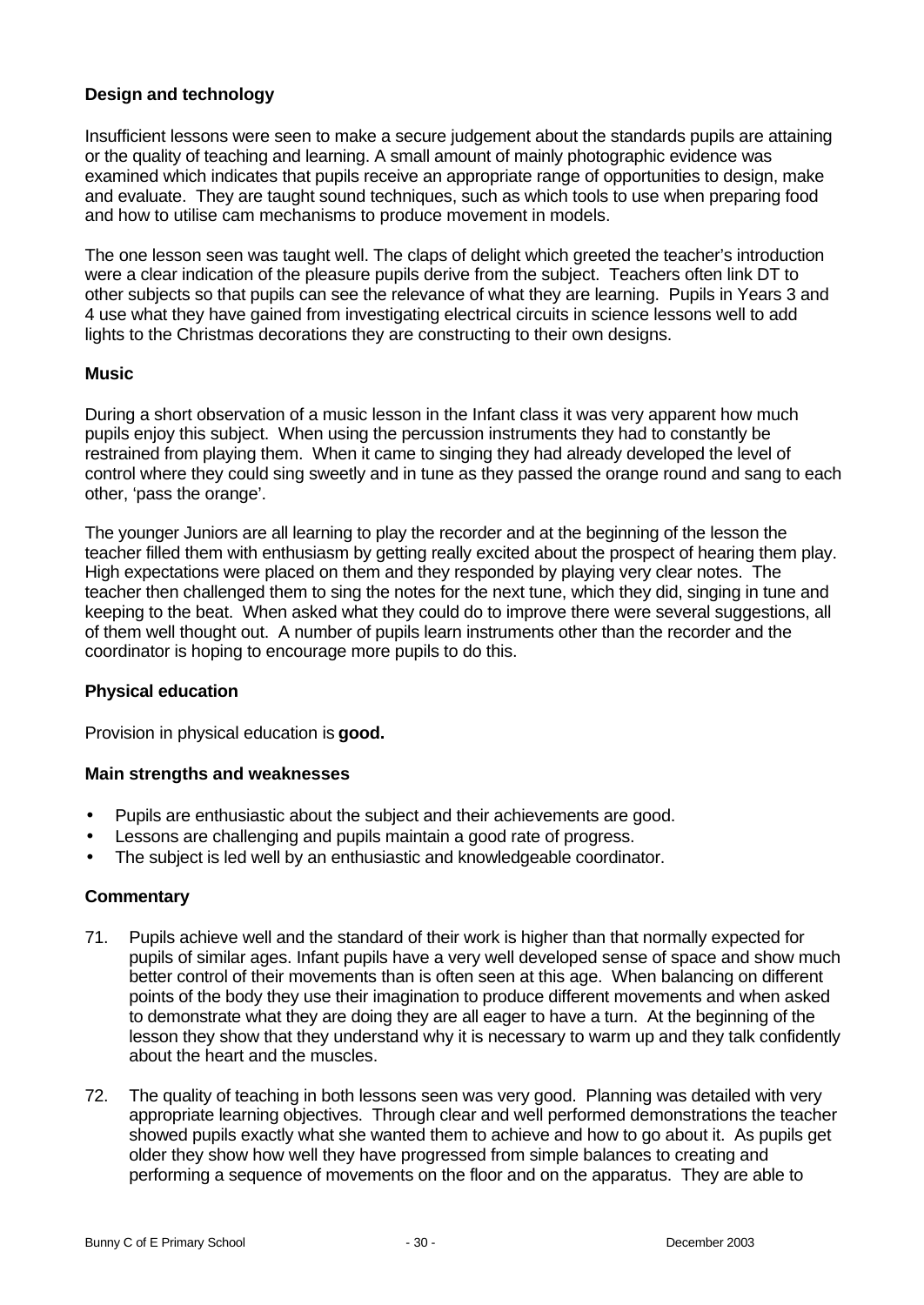### Design and technology

Insufficient lessons were seen to make a secure judgement about the standards pupils are attaining or the quality of teaching and learning. A small amount of mainly photographic evidence was examined which indicates that pupils receive an appropriate range of opportunities to design, make and evaluate. They are taught sound techniques, such as which tools to use when preparing food and how to utilise cam mechanisms to produce movement in models.

The one lesson seen was taught well. The claps of delight which greeted the teacher's introduction were a clear indication of the pleasure pupils derive from the subject. Teachers often link DT to other subjects so that pupils can see the relevance of what they are learning. Pupils in Years 3 and 4 use what they have gained from investigating electrical circuits in science lessons well to add lights to the Christmas decorations they are constructing to their own designs.

### Music

During a short observation of a music lesson in the Infant class it was very apparent how much pupils enjoy this subject. When using the percussion instruments they had to constantly be restrained from playing them. When it came to singing they had already developed the level of control where they could sing sweetly and in tune as they passed the orange round and sang to each other, 'pass the orange'.

The younger Juniors are all learning to play the recorder and at the beginning of the lesson the teacher filled them with enthusiasm by getting really excited about the prospect of hearing them play. High expectations were placed on them and they responded by playing very clear notes. The teacher then challenged them to sing the notes for the next tune, which they did, singing in tune and keeping to the beat. When asked what they could do to improve there were several suggestions, all of them well thought out. A number of pupils learn instruments other than the recorder and the coordinator is hoping to encourage more pupils to do this.

### Physical education

Provision in physical education is **good.**

#### Main strengths and weaknesses

- Pupils are enthusiastic about the subject and their achievements are good.
- Lessons are challenging and pupils maintain a good rate of progress.
- The subject is led well by an enthusiastic and knowledgeable coordinator.

#### Commentary

71. Pupils achieve well and the standard of their work is higher than that normally expected for pupils of similar ages. Infant pupils have a very well developed sense of space and show much better control of their movements than is often seen at this age. When balancing on different points of the body they use their imagination to produce different movements and when asked to demonstrate what they are doing they are all eager to have a turn. At the beginning of the lesson they show that they understand why it is necessary to warm up and they talk confidently about the heart and the muscles.

72. The quality of teaching in both lessons seen was very good. Planning was detailed with very appropriate learning objectives. Through clear and well performed demonstrations the teacher showed pupils exactly what she wanted them to achieve and how to go about it. As pupils get older they show how well they have progressed from simple balances to creating and performing a sequence of movements on the floor and on the apparatus. They are able to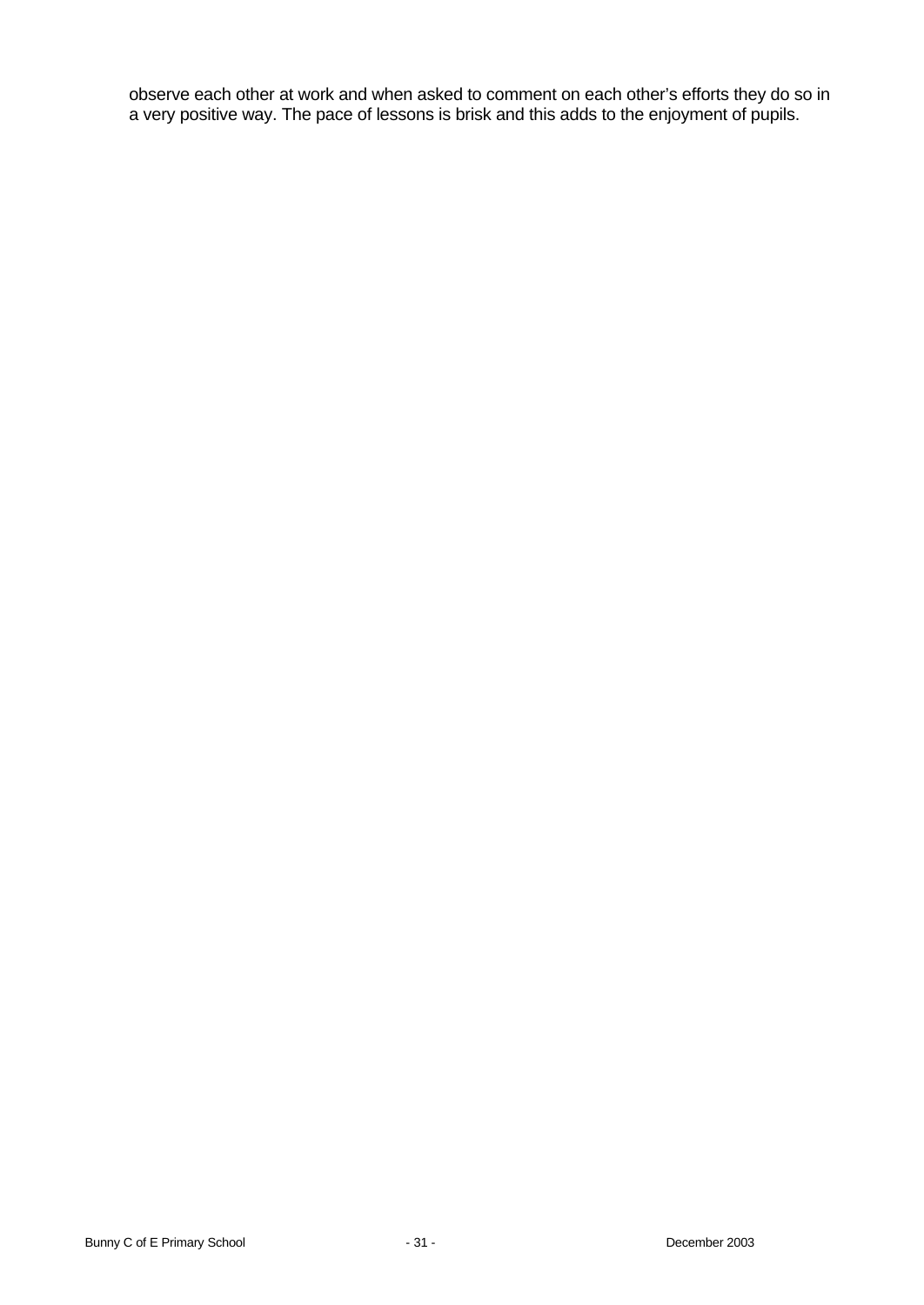observe each other at work and when asked to comment on each other's efforts they do so in a very positive way. The pace of lessons is brisk and this adds to the enjoyment of pupils.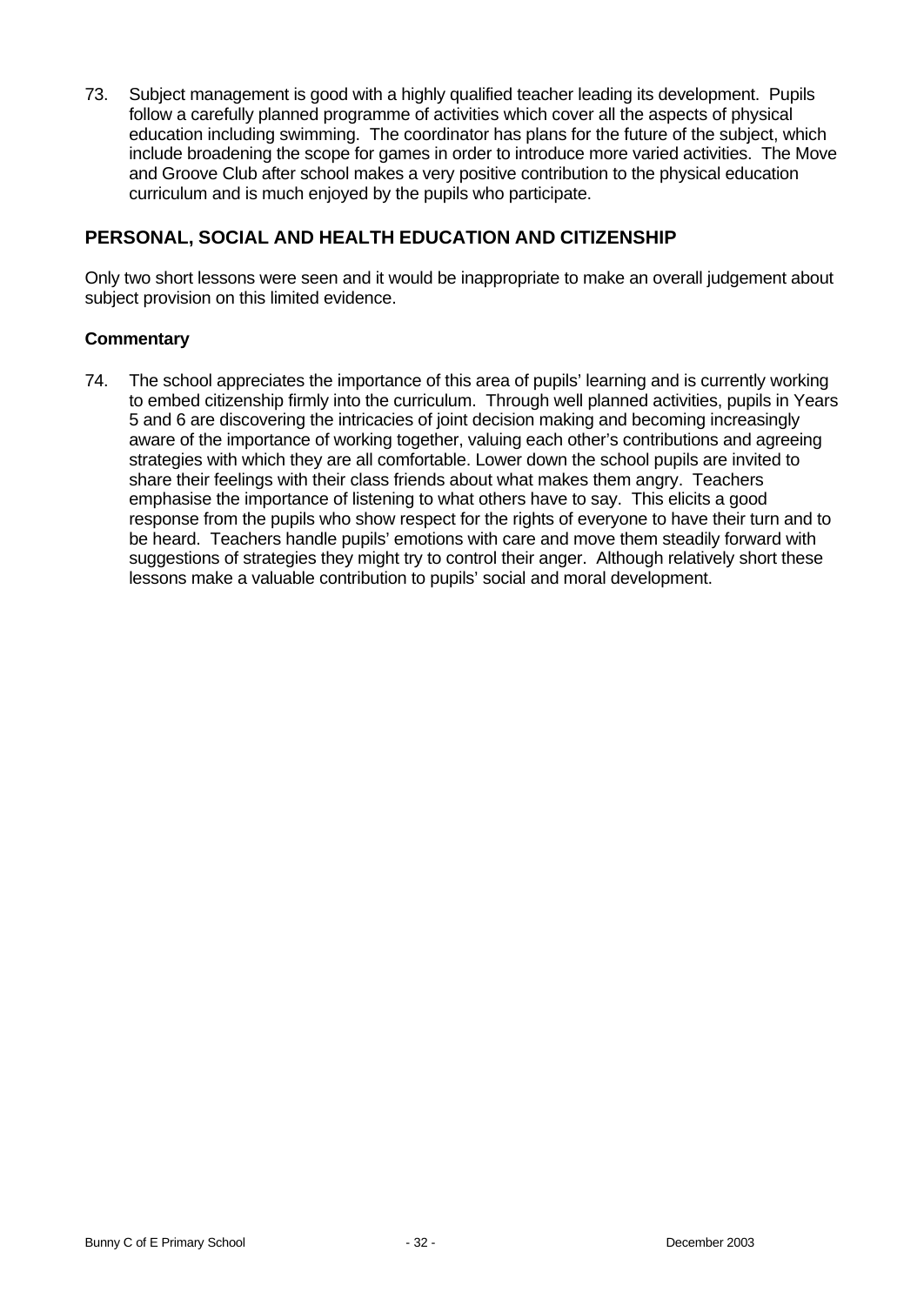73. Subject management is good with a highly qualified teacher leading its development. Pupils follow a carefully planned programme of activities which cover all the aspects of physical education including swimming. The coordinator has plans for the future of the subject, which include broadening the scope for games in order to introduce more varied activities. The Move and Groove Club after school makes a very positive contribution to the physical education curriculum and is much enjoyed by the pupils who participate.

## PERSONAL, SOCIAL AND HEALTH EDUCATION AND CITIZENSHIP

Only two short lessons were seen and it would be inappropriate to make an overall judgement about subject provision on this limited evidence.

### Commentary

74. The school appreciates the importance of this area of pupils' learning and is currently working to embed citizenship firmly into the curriculum. Through well planned activities, pupils in Years 5 and 6 are discovering the intricacies of joint decision making and becoming increasingly aware of the importance of working together, valuing each other's contributions and agreeing strategies with which they are all comfortable. Lower down the school pupils are invited to share their feelings with their class friends about what makes them angry. Teachers emphasise the importance of listening to what others have to say. This elicits a good response from the pupils who show respect for the rights of everyone to have their turn and to be heard. Teachers handle pupils' emotions with care and move them steadily forward with suggestions of strategies they might try to control their anger. Although relatively short these lessons make a valuable contribution to pupils' social and moral development.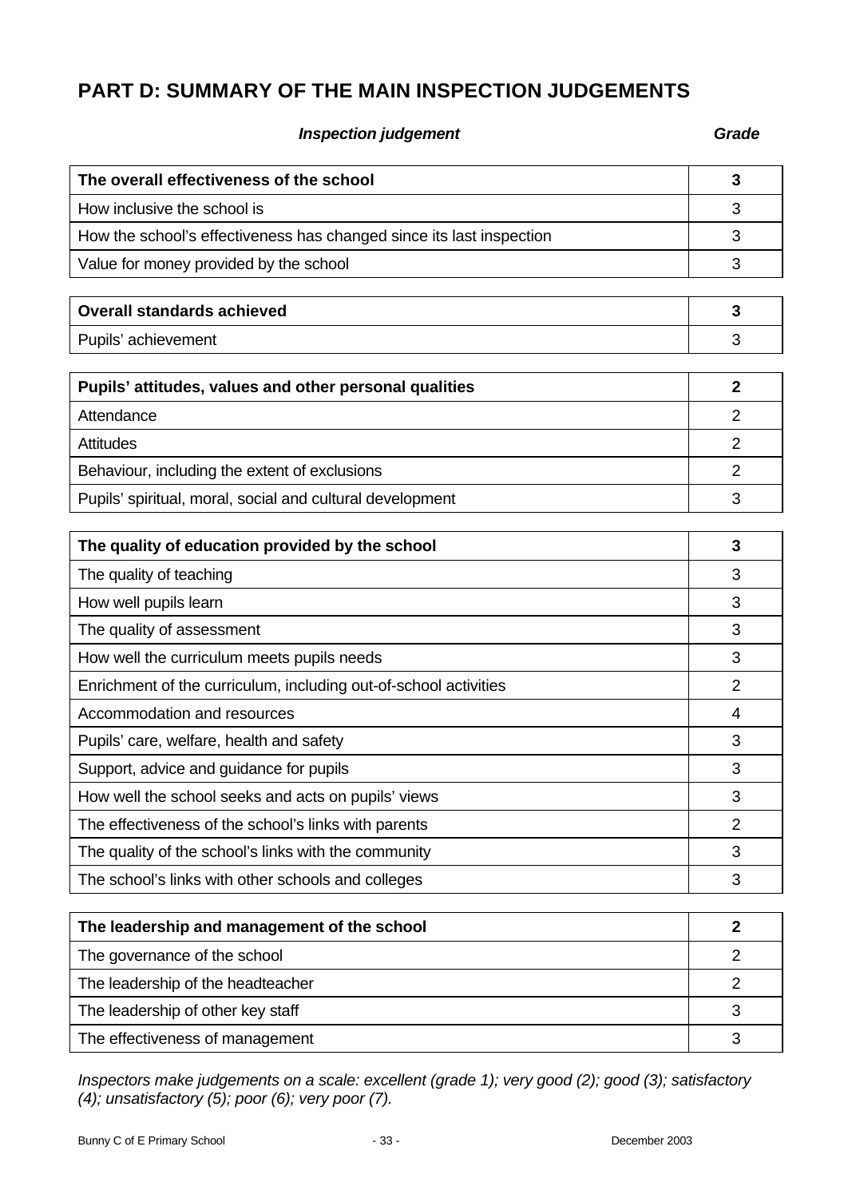# PART D: SUMMARY OF THE MAIN INSPECTION JUDGEMENTS

| *Inspection judgement* | *Grade* |
|---|---|
| **The overall effectiveness of the school** | **3** |
| How inclusive the school is | 3 |
| How the school's effectiveness has changed since its last inspection | 3 |
| Value for money provided by the school | 3 |
| **Overall standards achieved** | **3** |
| Pupils' achievement | 3 |
| **Pupils' attitudes, values and other personal qualities** | **2** |
| Attendance | 2 |
| Attitudes | 2 |
| Behaviour, including the extent of exclusions | 2 |
| Pupils' spiritual, moral, social and cultural development | 3 |
| **The quality of education provided by the school** | **3** |
| The quality of teaching | 3 |
| How well pupils learn | 3 |
| The quality of assessment | 3 |
| How well the curriculum meets pupils needs | 3 |
| Enrichment of the curriculum, including out-of-school activities | 2 |
| Accommodation and resources | 4 |
| Pupils' care, welfare, health and safety | 3 |
| Support, advice and guidance for pupils | 3 |
| How well the school seeks and acts on pupils' views | 3 |
| The effectiveness of the school's links with parents | 2 |
| The quality of the school's links with the community | 3 |
| The school's links with other schools and colleges | 3 |
| **The leadership and management of the school** | **2** |
| The governance of the school | 2 |
| The leadership of the headteacher | 2 |
| The leadership of other key staff | 3 |
| The effectiveness of management | 3 |

*Inspectors make judgements on a scale: excellent (grade 1); very good (2); good (3); satisfactory (4); unsatisfactory (5); poor (6); very poor (7).*